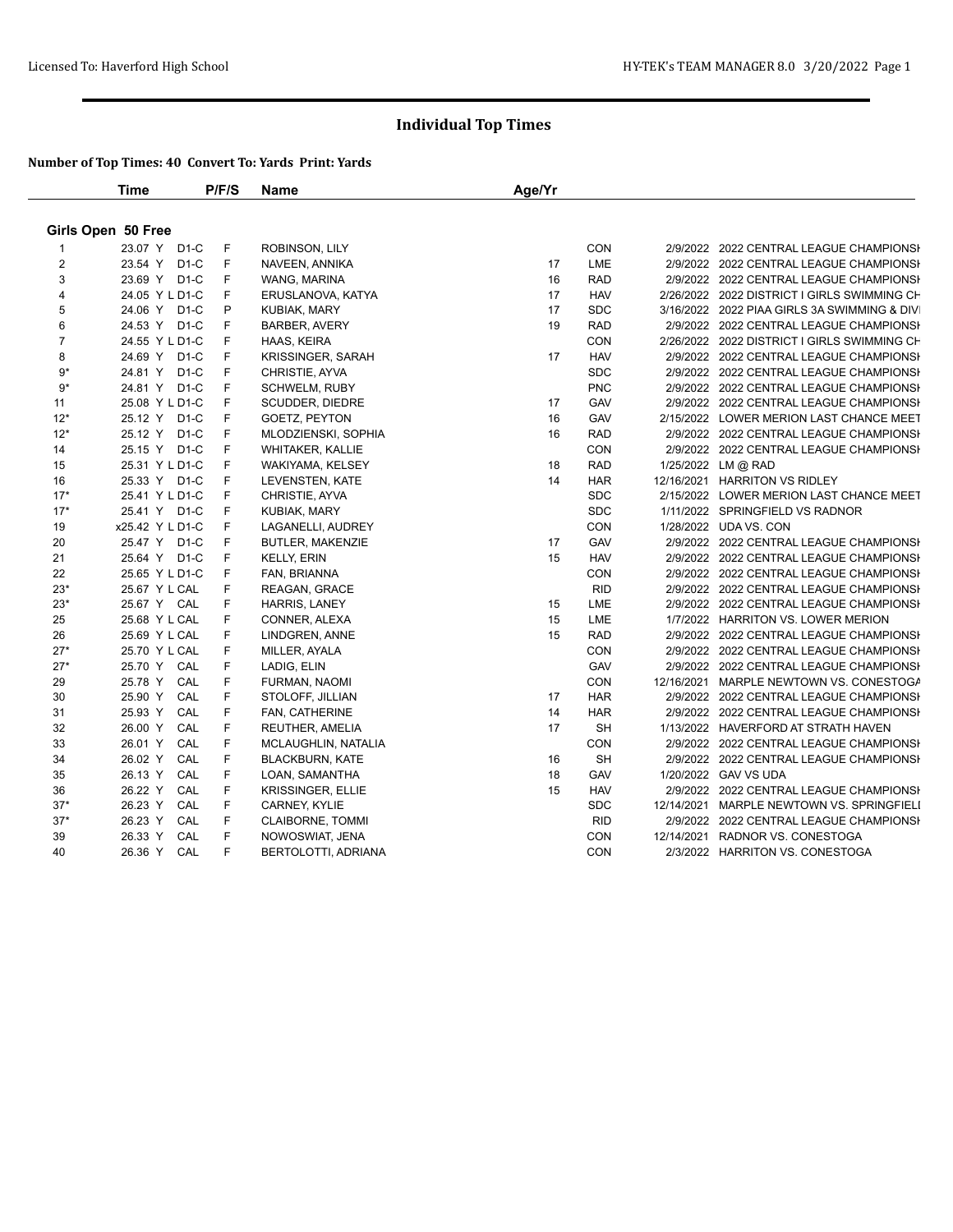# Individual Top Times

**Number of Top Times: 40 Convert To: Yards Print: Yards**

## Girls Open 50 Free

| | Time | P/F/S | Name | Age/Yr | Team | Date | Meet |
|---|---|---|---|---|---|---|---|
| 1 | 23.07 Y D1-C | F | ROBINSON, LILY | | CON | 2/9/2022 | 2022 CENTRAL LEAGUE CHAMPIONSH |
| 2 | 23.54 Y D1-C | F | NAVEEN, ANNIKA | 17 | LME | 2/9/2022 | 2022 CENTRAL LEAGUE CHAMPIONSH |
| 3 | 23.69 Y D1-C | F | WANG, MARINA | 16 | RAD | 2/9/2022 | 2022 CENTRAL LEAGUE CHAMPIONSH |
| 4 | 24.05 Y L D1-C | F | ERUSLANOVA, KATYA | 17 | HAV | 2/26/2022 | 2022 DISTRICT I GIRLS SWIMMING CH |
| 5 | 24.06 Y D1-C | P | KUBIAK, MARY | 17 | SDC | 3/16/2022 | 2022 PIAA GIRLS 3A SWIMMING & DIVI |
| 6 | 24.53 Y D1-C | F | BARBER, AVERY | 19 | RAD | 2/9/2022 | 2022 CENTRAL LEAGUE CHAMPIONSH |
| 7 | 24.55 Y L D1-C | F | HAAS, KEIRA | | CON | 2/26/2022 | 2022 DISTRICT I GIRLS SWIMMING CH |
| 8 | 24.69 Y D1-C | F | KRISSINGER, SARAH | 17 | HAV | 2/9/2022 | 2022 CENTRAL LEAGUE CHAMPIONSH |
| 9* | 24.81 Y D1-C | F | CHRISTIE, AYVA | | SDC | 2/9/2022 | 2022 CENTRAL LEAGUE CHAMPIONSH |
| 9* | 24.81 Y D1-C | F | SCHWELM, RUBY | | PNC | 2/9/2022 | 2022 CENTRAL LEAGUE CHAMPIONSH |
| 11 | 25.08 Y L D1-C | F | SCUDDER, DIEDRE | 17 | GAV | 2/9/2022 | 2022 CENTRAL LEAGUE CHAMPIONSH |
| 12* | 25.12 Y D1-C | F | GOETZ, PEYTON | 16 | GAV | 2/15/2022 | LOWER MERION LAST CHANCE MEET |
| 12* | 25.12 Y D1-C | F | MLODZIENSKI, SOPHIA | 16 | RAD | 2/9/2022 | 2022 CENTRAL LEAGUE CHAMPIONSH |
| 14 | 25.15 Y D1-C | F | WHITAKER, KALLIE | | CON | 2/9/2022 | 2022 CENTRAL LEAGUE CHAMPIONSH |
| 15 | 25.31 Y L D1-C | F | WAKIYAMA, KELSEY | 18 | RAD | 1/25/2022 | LM @ RAD |
| 16 | 25.33 Y D1-C | F | LEVENSTEN, KATE | 14 | HAR | 12/16/2021 | HARRITON VS RIDLEY |
| 17* | 25.41 Y L D1-C | F | CHRISTIE, AYVA | | SDC | 2/15/2022 | LOWER MERION LAST CHANCE MEET |
| 17* | 25.41 Y D1-C | F | KUBIAK, MARY | | SDC | 1/11/2022 | SPRINGFIELD VS RADNOR |
| 19 | x25.42 Y L D1-C | F | LAGANELLI, AUDREY | | CON | 1/28/2022 | UDA VS. CON |
| 20 | 25.47 Y D1-C | F | BUTLER, MAKENZIE | 17 | GAV | 2/9/2022 | 2022 CENTRAL LEAGUE CHAMPIONSH |
| 21 | 25.64 Y D1-C | F | KELLY, ERIN | 15 | HAV | 2/9/2022 | 2022 CENTRAL LEAGUE CHAMPIONSH |
| 22 | 25.65 Y L D1-C | F | FAN, BRIANNA | | CON | 2/9/2022 | 2022 CENTRAL LEAGUE CHAMPIONSH |
| 23* | 25.67 Y L CAL | F | REAGAN, GRACE | | RID | 2/9/2022 | 2022 CENTRAL LEAGUE CHAMPIONSH |
| 23* | 25.67 Y CAL | F | HARRIS, LANEY | 15 | LME | 2/9/2022 | 2022 CENTRAL LEAGUE CHAMPIONSH |
| 25 | 25.68 Y L CAL | F | CONNER, ALEXA | 15 | LME | 1/7/2022 | HARRITON VS. LOWER MERION |
| 26 | 25.69 Y L CAL | F | LINDGREN, ANNE | 15 | RAD | 2/9/2022 | 2022 CENTRAL LEAGUE CHAMPIONSH |
| 27* | 25.70 Y L CAL | F | MILLER, AYALA | | CON | 2/9/2022 | 2022 CENTRAL LEAGUE CHAMPIONSH |
| 27* | 25.70 Y CAL | F | LADIG, ELIN | | GAV | 2/9/2022 | 2022 CENTRAL LEAGUE CHAMPIONSH |
| 29 | 25.78 Y CAL | F | FURMAN, NAOMI | | CON | 12/16/2021 | MARPLE NEWTOWN VS. CONESTOGA |
| 30 | 25.90 Y CAL | F | STOLOFF, JILLIAN | 17 | HAR | 2/9/2022 | 2022 CENTRAL LEAGUE CHAMPIONSH |
| 31 | 25.93 Y CAL | F | FAN, CATHERINE | 14 | HAR | 2/9/2022 | 2022 CENTRAL LEAGUE CHAMPIONSH |
| 32 | 26.00 Y CAL | F | REUTHER, AMELIA | 17 | SH | 1/13/2022 | HAVERFORD AT STRATH HAVEN |
| 33 | 26.01 Y CAL | F | MCLAUGHLIN, NATALIA | | CON | 2/9/2022 | 2022 CENTRAL LEAGUE CHAMPIONSH |
| 34 | 26.02 Y CAL | F | BLACKBURN, KATE | 16 | SH | 2/9/2022 | 2022 CENTRAL LEAGUE CHAMPIONSH |
| 35 | 26.13 Y CAL | F | LOAN, SAMANTHA | 18 | GAV | 1/20/2022 | GAV VS UDA |
| 36 | 26.22 Y CAL | F | KRISSINGER, ELLIE | 15 | HAV | 2/9/2022 | 2022 CENTRAL LEAGUE CHAMPIONSH |
| 37* | 26.23 Y CAL | F | CARNEY, KYLIE | | SDC | 12/14/2021 | MARPLE NEWTOWN VS. SPRINGFIELD |
| 37* | 26.23 Y CAL | F | CLAIBORNE, TOMMI | | RID | 2/9/2022 | 2022 CENTRAL LEAGUE CHAMPIONSH |
| 39 | 26.33 Y CAL | F | NOWOSWIAT, JENA | | CON | 12/14/2021 | RADNOR VS. CONESTOGA |
| 40 | 26.36 Y CAL | F | BERTOLOTTI, ADRIANA | | CON | 2/3/2022 | HARRITON VS. CONESTOGA |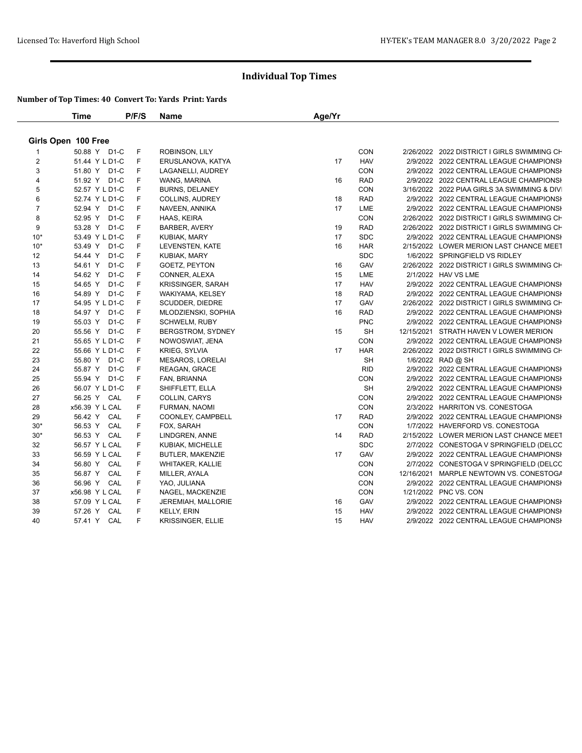# Individual Top Times

**Number of Top Times: 40 Convert To: Yards Print: Yards**

## Girls Open 100 Free

| | Time | P/F/S | Name | Age/Yr | Team | Date | Meet |
|---|---|---|---|---|---|---|---|
| 1 | 50.88 Y D1-C | F | ROBINSON, LILY | | CON | 2/26/2022 | 2022 DISTRICT I GIRLS SWIMMING CH |
| 2 | 51.44 Y L D1-C | F | ERUSLANOVA, KATYA | 17 | HAV | 2/9/2022 | 2022 CENTRAL LEAGUE CHAMPIONSH |
| 3 | 51.80 Y D1-C | F | LAGANELLI, AUDREY | | CON | 2/9/2022 | 2022 CENTRAL LEAGUE CHAMPIONSH |
| 4 | 51.92 Y D1-C | F | WANG, MARINA | 16 | RAD | 2/9/2022 | 2022 CENTRAL LEAGUE CHAMPIONSH |
| 5 | 52.57 Y L D1-C | F | BURNS, DELANEY | | CON | 3/16/2022 | 2022 PIAA GIRLS 3A SWIMMING & DIV |
| 6 | 52.74 Y L D1-C | F | COLLINS, AUDREY | 18 | RAD | 2/9/2022 | 2022 CENTRAL LEAGUE CHAMPIONSH |
| 7 | 52.94 Y D1-C | F | NAVEEN, ANNIKA | 17 | LME | 2/9/2022 | 2022 CENTRAL LEAGUE CHAMPIONSH |
| 8 | 52.95 Y D1-C | F | HAAS, KEIRA | | CON | 2/26/2022 | 2022 DISTRICT I GIRLS SWIMMING CH |
| 9 | 53.28 Y D1-C | F | BARBER, AVERY | 19 | RAD | 2/26/2022 | 2022 DISTRICT I GIRLS SWIMMING CH |
| 10* | 53.49 Y L D1-C | F | KUBIAK, MARY | 17 | SDC | 2/9/2022 | 2022 CENTRAL LEAGUE CHAMPIONSH |
| 10* | 53.49 Y D1-C | F | LEVENSTEN, KATE | 16 | HAR | 2/15/2022 | LOWER MERION LAST CHANCE MEET |
| 12 | 54.44 Y D1-C | F | KUBIAK, MARY | | SDC | 1/6/2022 | SPRINGFIELD VS RIDLEY |
| 13 | 54.61 Y D1-C | F | GOETZ, PEYTON | 16 | GAV | 2/26/2022 | 2022 DISTRICT I GIRLS SWIMMING CH |
| 14 | 54.62 Y D1-C | F | CONNER, ALEXA | 15 | LME | 2/1/2022 | HAV VS LME |
| 15 | 54.65 Y D1-C | F | KRISSINGER, SARAH | 17 | HAV | 2/9/2022 | 2022 CENTRAL LEAGUE CHAMPIONSH |
| 16 | 54.89 Y D1-C | F | WAKIYAMA, KELSEY | 18 | RAD | 2/9/2022 | 2022 CENTRAL LEAGUE CHAMPIONSH |
| 17 | 54.95 Y L D1-C | F | SCUDDER, DIEDRE | 17 | GAV | 2/26/2022 | 2022 DISTRICT I GIRLS SWIMMING CH |
| 18 | 54.97 Y D1-C | F | MLODZIENSKI, SOPHIA | 16 | RAD | 2/9/2022 | 2022 CENTRAL LEAGUE CHAMPIONSH |
| 19 | 55.03 Y D1-C | F | SCHWELM, RUBY | | PNC | 2/9/2022 | 2022 CENTRAL LEAGUE CHAMPIONSH |
| 20 | 55.56 Y D1-C | F | BERGSTROM, SYDNEY | 15 | SH | 12/15/2021 | STRATH HAVEN V LOWER MERION |
| 21 | 55.65 Y L D1-C | F | NOWOSWIAT, JENA | | CON | 2/9/2022 | 2022 CENTRAL LEAGUE CHAMPIONSH |
| 22 | 55.66 Y L D1-C | F | KRIEG, SYLVIA | 17 | HAR | 2/26/2022 | 2022 DISTRICT I GIRLS SWIMMING CH |
| 23 | 55.80 Y D1-C | F | MESAROS, LORELAI | | SH | 1/6/2022 | RAD @ SH |
| 24 | 55.87 Y D1-C | F | REAGAN, GRACE | | RID | 2/9/2022 | 2022 CENTRAL LEAGUE CHAMPIONSH |
| 25 | 55.94 Y D1-C | F | FAN, BRIANNA | | CON | 2/9/2022 | 2022 CENTRAL LEAGUE CHAMPIONSH |
| 26 | 56.07 Y L D1-C | F | SHIFFLETT, ELLA | | SH | 2/9/2022 | 2022 CENTRAL LEAGUE CHAMPIONSH |
| 27 | 56.25 Y CAL | F | COLLIN, CARYS | | CON | 2/9/2022 | 2022 CENTRAL LEAGUE CHAMPIONSH |
| 28 | x56.39 Y L CAL | F | FURMAN, NAOMI | | CON | 2/3/2022 | HARRITON VS. CONESTOGA |
| 29 | 56.42 Y CAL | F | COONLEY, CAMPBELL | 17 | RAD | 2/9/2022 | 2022 CENTRAL LEAGUE CHAMPIONSH |
| 30* | 56.53 Y CAL | F | FOX, SARAH | | CON | 1/7/2022 | HAVERFORD VS. CONESTOGA |
| 30* | 56.53 Y CAL | F | LINDGREN, ANNE | 14 | RAD | 2/15/2022 | LOWER MERION LAST CHANCE MEET |
| 32 | 56.57 Y L CAL | F | KUBIAK, MICHELLE | | SDC | 2/7/2022 | CONESTOGA V SPRINGFIELD (DELCC |
| 33 | 56.59 Y L CAL | F | BUTLER, MAKENZIE | 17 | GAV | 2/9/2022 | 2022 CENTRAL LEAGUE CHAMPIONSH |
| 34 | 56.80 Y CAL | F | WHITAKER, KALLIE | | CON | 2/7/2022 | CONESTOGA V SPRINGFIELD (DELCC |
| 35 | 56.87 Y CAL | F | MILLER, AYALA | | CON | 12/16/2021 | MARPLE NEWTOWN VS. CONESTOGA |
| 36 | 56.96 Y CAL | F | YAO, JULIANA | | CON | 2/9/2022 | 2022 CENTRAL LEAGUE CHAMPIONSH |
| 37 | x56.98 Y L CAL | F | NAGEL, MACKENZIE | | CON | 1/21/2022 | PNC VS. CON |
| 38 | 57.09 Y L CAL | F | JEREMIAH, MALLORIE | 16 | GAV | 2/9/2022 | 2022 CENTRAL LEAGUE CHAMPIONSH |
| 39 | 57.26 Y CAL | F | KELLY, ERIN | 15 | HAV | 2/9/2022 | 2022 CENTRAL LEAGUE CHAMPIONSH |
| 40 | 57.41 Y CAL | F | KRISSINGER, ELLIE | 15 | HAV | 2/9/2022 | 2022 CENTRAL LEAGUE CHAMPIONSH |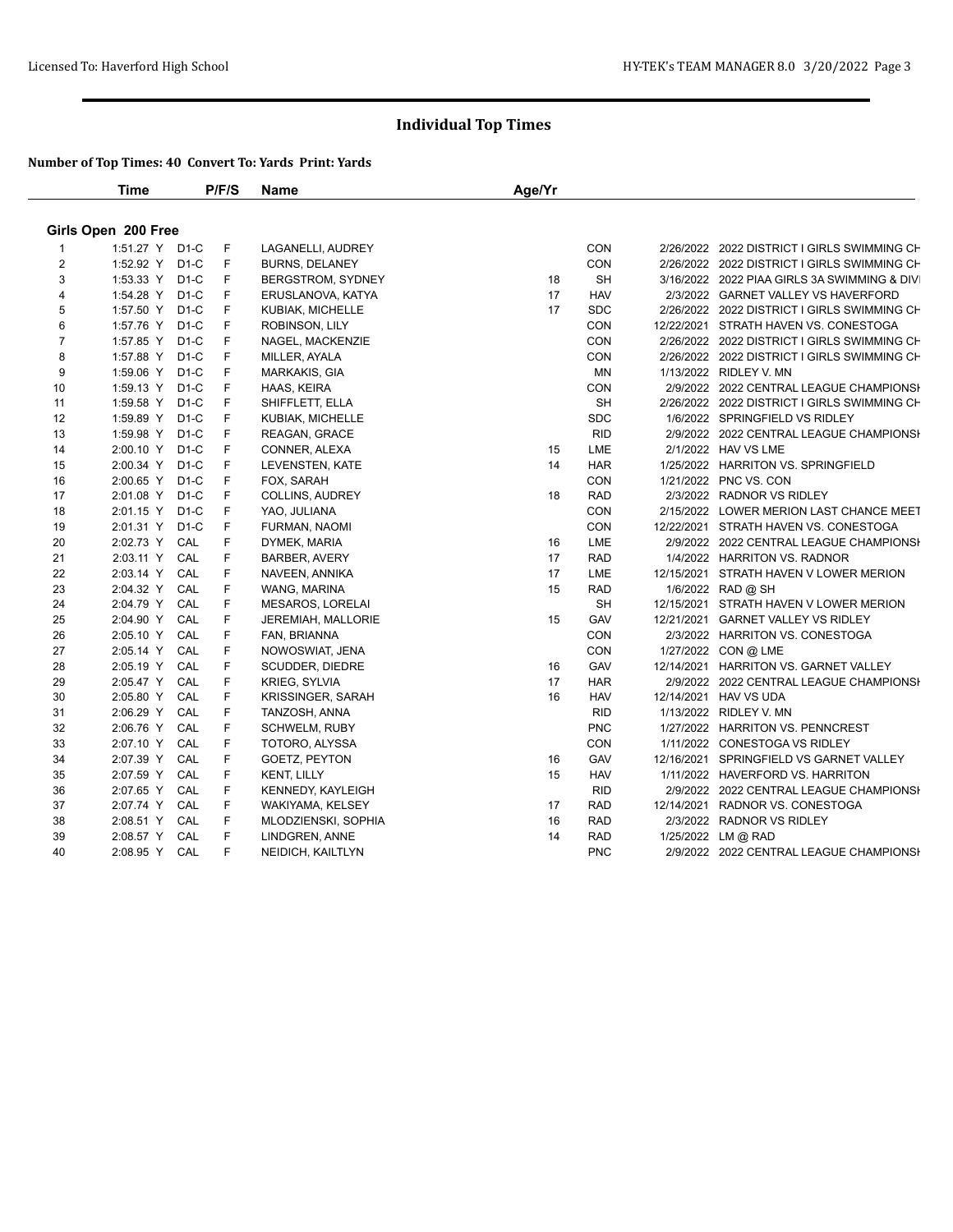## Individual Top Times

### Number of Top Times: 40 Convert To: Yards Print: Yards

**Girls Open 200 Free**

| | Time | | P/F/S | Name | Age/Yr | Team | Date | Meet |
|---|---|---|---|---|---|---|---|---|
| 1 | 1:51.27 Y | D1-C | F | LAGANELLI, AUDREY | | CON | 2/26/2022 | 2022 DISTRICT I GIRLS SWIMMING CH |
| 2 | 1:52.92 Y | D1-C | F | BURNS, DELANEY | | CON | 2/26/2022 | 2022 DISTRICT I GIRLS SWIMMING CH |
| 3 | 1:53.33 Y | D1-C | F | BERGSTROM, SYDNEY | 18 | SH | 3/16/2022 | 2022 PIAA GIRLS 3A SWIMMING & DIVI |
| 4 | 1:54.28 Y | D1-C | F | ERUSLANOVA, KATYA | 17 | HAV | 2/3/2022 | GARNET VALLEY VS HAVERFORD |
| 5 | 1:57.50 Y | D1-C | F | KUBIAK, MICHELLE | 17 | SDC | 2/26/2022 | 2022 DISTRICT I GIRLS SWIMMING CH |
| 6 | 1:57.76 Y | D1-C | F | ROBINSON, LILY | | CON | 12/22/2021 | STRATH HAVEN VS. CONESTOGA |
| 7 | 1:57.85 Y | D1-C | F | NAGEL, MACKENZIE | | CON | 2/26/2022 | 2022 DISTRICT I GIRLS SWIMMING CH |
| 8 | 1:57.88 Y | D1-C | F | MILLER, AYALA | | CON | 2/26/2022 | 2022 DISTRICT I GIRLS SWIMMING CH |
| 9 | 1:59.06 Y | D1-C | F | MARKAKIS, GIA | | MN | 1/13/2022 | RIDLEY V. MN |
| 10 | 1:59.13 Y | D1-C | F | HAAS, KEIRA | | CON | 2/9/2022 | 2022 CENTRAL LEAGUE CHAMPIONSH |
| 11 | 1:59.58 Y | D1-C | F | SHIFFLETT, ELLA | | SH | 2/26/2022 | 2022 DISTRICT I GIRLS SWIMMING CH |
| 12 | 1:59.89 Y | D1-C | F | KUBIAK, MICHELLE | | SDC | 1/6/2022 | SPRINGFIELD VS RIDLEY |
| 13 | 1:59.98 Y | D1-C | F | REAGAN, GRACE | | RID | 2/9/2022 | 2022 CENTRAL LEAGUE CHAMPIONSH |
| 14 | 2:00.10 Y | D1-C | F | CONNER, ALEXA | 15 | LME | 2/1/2022 | HAV VS LME |
| 15 | 2:00.34 Y | D1-C | F | LEVENSTEN, KATE | 14 | HAR | 1/25/2022 | HARRITON VS. SPRINGFIELD |
| 16 | 2:00.65 Y | D1-C | F | FOX, SARAH | | CON | 1/21/2022 | PNC VS. CON |
| 17 | 2:01.08 Y | D1-C | F | COLLINS, AUDREY | 18 | RAD | 2/3/2022 | RADNOR VS RIDLEY |
| 18 | 2:01.15 Y | D1-C | F | YAO, JULIANA | | CON | 2/15/2022 | LOWER MERION LAST CHANCE MEET |
| 19 | 2:01.31 Y | D1-C | F | FURMAN, NAOMI | | CON | 12/22/2021 | STRATH HAVEN VS. CONESTOGA |
| 20 | 2:02.73 Y | CAL | F | DYMEK, MARIA | 16 | LME | 2/9/2022 | 2022 CENTRAL LEAGUE CHAMPIONSH |
| 21 | 2:03.11 Y | CAL | F | BARBER, AVERY | 17 | RAD | 1/4/2022 | HARRITON VS. RADNOR |
| 22 | 2:03.14 Y | CAL | F | NAVEEN, ANNIKA | 17 | LME | 12/15/2021 | STRATH HAVEN V LOWER MERION |
| 23 | 2:04.32 Y | CAL | F | WANG, MARINA | 15 | RAD | 1/6/2022 | RAD @ SH |
| 24 | 2:04.79 Y | CAL | F | MESAROS, LORELAI | | SH | 12/15/2021 | STRATH HAVEN V LOWER MERION |
| 25 | 2:04.90 Y | CAL | F | JEREMIAH, MALLORIE | 15 | GAV | 12/21/2021 | GARNET VALLEY VS RIDLEY |
| 26 | 2:05.10 Y | CAL | F | FAN, BRIANNA | | CON | 2/3/2022 | HARRITON VS. CONESTOGA |
| 27 | 2:05.14 Y | CAL | F | NOWOSWIAT, JENA | | CON | 1/27/2022 | CON @ LME |
| 28 | 2:05.19 Y | CAL | F | SCUDDER, DIEDRE | 16 | GAV | 12/14/2021 | HARRITON VS. GARNET VALLEY |
| 29 | 2:05.47 Y | CAL | F | KRIEG, SYLVIA | 17 | HAR | 2/9/2022 | 2022 CENTRAL LEAGUE CHAMPIONSH |
| 30 | 2:05.80 Y | CAL | F | KRISSINGER, SARAH | 16 | HAV | 12/14/2021 | HAV VS UDA |
| 31 | 2:06.29 Y | CAL | F | TANZOSH, ANNA | | RID | 1/13/2022 | RIDLEY V. MN |
| 32 | 2:06.76 Y | CAL | F | SCHWELM, RUBY | | PNC | 1/27/2022 | HARRITON VS. PENNCREST |
| 33 | 2:07.10 Y | CAL | F | TOTORO, ALYSSA | | CON | 1/11/2022 | CONESTOGA VS RIDLEY |
| 34 | 2:07.39 Y | CAL | F | GOETZ, PEYTON | 16 | GAV | 12/16/2021 | SPRINGFIELD VS GARNET VALLEY |
| 35 | 2:07.59 Y | CAL | F | KENT, LILLY | 15 | HAV | 1/11/2022 | HAVERFORD VS. HARRITON |
| 36 | 2:07.65 Y | CAL | F | KENNEDY, KAYLEIGH | | RID | 2/9/2022 | 2022 CENTRAL LEAGUE CHAMPIONSH |
| 37 | 2:07.74 Y | CAL | F | WAKIYAMA, KELSEY | 17 | RAD | 12/14/2021 | RADNOR VS. CONESTOGA |
| 38 | 2:08.51 Y | CAL | F | MLODZIENSKI, SOPHIA | 16 | RAD | 2/3/2022 | RADNOR VS RIDLEY |
| 39 | 2:08.57 Y | CAL | F | LINDGREN, ANNE | 14 | RAD | 1/25/2022 | LM @ RAD |
| 40 | 2:08.95 Y | CAL | F | NEIDICH, KAILTLYN | | PNC | 2/9/2022 | 2022 CENTRAL LEAGUE CHAMPIONSH |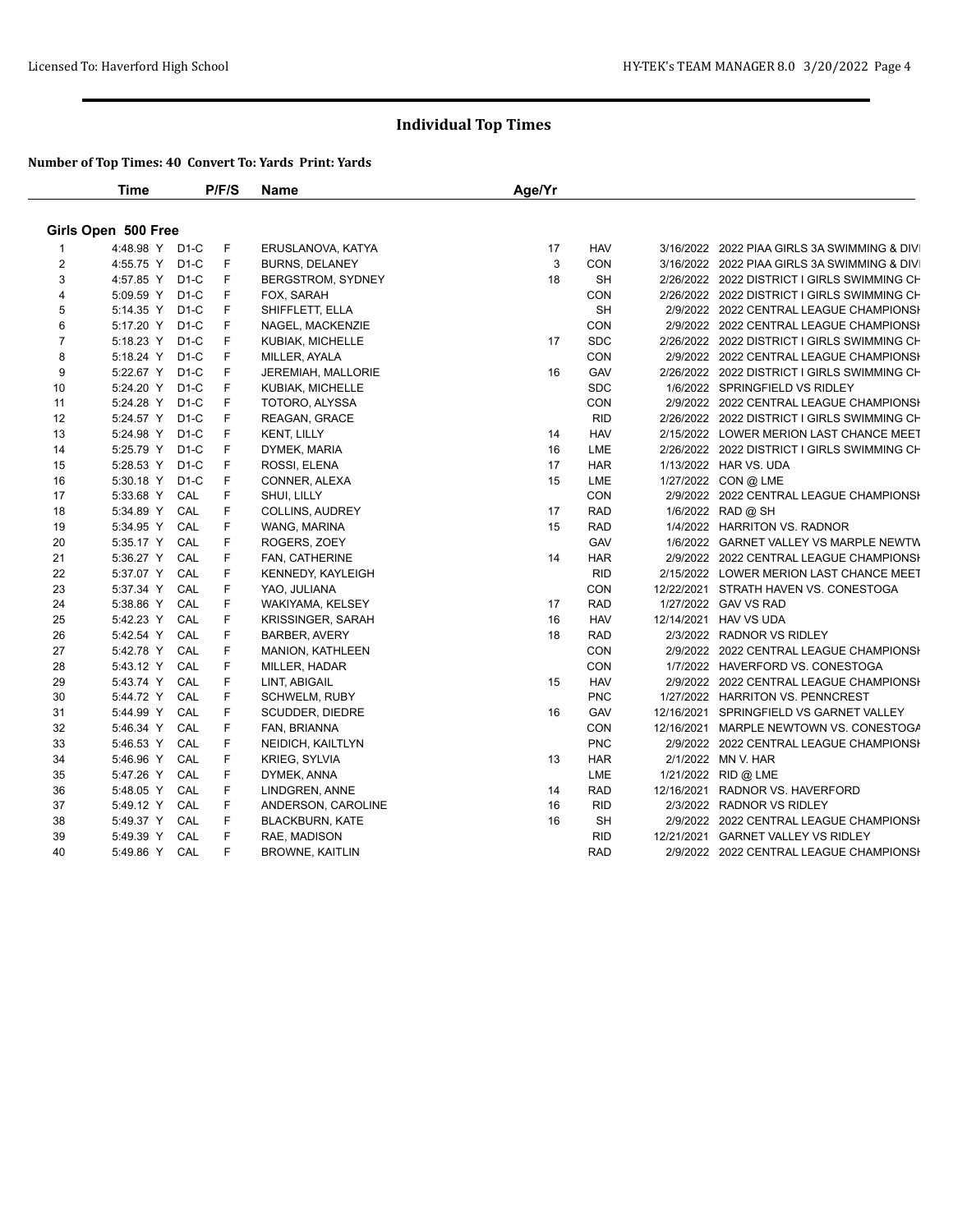## Individual Top Times

**Number of Top Times: 40 Convert To: Yards Print: Yards**

| | Time | | P/F/S | Name | Age/Yr | | | |
|---|---|---|---|---|---|---|---|---|
| **Girls Open 500 Free** | | | | | | | | |
| 1 | 4:48.98 Y | D1-C | F | ERUSLANOVA, KATYA | 17 | HAV | 3/16/2022 | 2022 PIAA GIRLS 3A SWIMMING & DIVI |
| 2 | 4:55.75 Y | D1-C | F | BURNS, DELANEY | 3 | CON | 3/16/2022 | 2022 PIAA GIRLS 3A SWIMMING & DIVI |
| 3 | 4:57.85 Y | D1-C | F | BERGSTROM, SYDNEY | 18 | SH | 2/26/2022 | 2022 DISTRICT I GIRLS SWIMMING CH |
| 4 | 5:09.59 Y | D1-C | F | FOX, SARAH | | CON | 2/26/2022 | 2022 DISTRICT I GIRLS SWIMMING CH |
| 5 | 5:14.35 Y | D1-C | F | SHIFFLETT, ELLA | | SH | 2/9/2022 | 2022 CENTRAL LEAGUE CHAMPIONSH |
| 6 | 5:17.20 Y | D1-C | F | NAGEL, MACKENZIE | | CON | 2/9/2022 | 2022 CENTRAL LEAGUE CHAMPIONSH |
| 7 | 5:18.23 Y | D1-C | F | KUBIAK, MICHELLE | 17 | SDC | 2/26/2022 | 2022 DISTRICT I GIRLS SWIMMING CH |
| 8 | 5:18.24 Y | D1-C | F | MILLER, AYALA | | CON | 2/9/2022 | 2022 CENTRAL LEAGUE CHAMPIONSH |
| 9 | 5:22.67 Y | D1-C | F | JEREMIAH, MALLORIE | 16 | GAV | 2/26/2022 | 2022 DISTRICT I GIRLS SWIMMING CH |
| 10 | 5:24.20 Y | D1-C | F | KUBIAK, MICHELLE | | SDC | 1/6/2022 | SPRINGFIELD VS RIDLEY |
| 11 | 5:24.28 Y | D1-C | F | TOTORO, ALYSSA | | CON | 2/9/2022 | 2022 CENTRAL LEAGUE CHAMPIONSH |
| 12 | 5:24.57 Y | D1-C | F | REAGAN, GRACE | | RID | 2/26/2022 | 2022 DISTRICT I GIRLS SWIMMING CH |
| 13 | 5:24.98 Y | D1-C | F | KENT, LILLY | 14 | HAV | 2/15/2022 | LOWER MERION LAST CHANCE MEET |
| 14 | 5:25.79 Y | D1-C | F | DYMEK, MARIA | 16 | LME | 2/26/2022 | 2022 DISTRICT I GIRLS SWIMMING CH |
| 15 | 5:28.53 Y | D1-C | F | ROSSI, ELENA | 17 | HAR | 1/13/2022 | HAR VS. UDA |
| 16 | 5:30.18 Y | D1-C | F | CONNER, ALEXA | 15 | LME | 1/27/2022 | CON @ LME |
| 17 | 5:33.68 Y | CAL | F | SHUI, LILLY | | CON | 2/9/2022 | 2022 CENTRAL LEAGUE CHAMPIONSH |
| 18 | 5:34.89 Y | CAL | F | COLLINS, AUDREY | 17 | RAD | 1/6/2022 | RAD @ SH |
| 19 | 5:34.95 Y | CAL | F | WANG, MARINA | 15 | RAD | 1/4/2022 | HARRITON VS. RADNOR |
| 20 | 5:35.17 Y | CAL | F | ROGERS, ZOEY | | GAV | 1/6/2022 | GARNET VALLEY VS MARPLE NEWTW |
| 21 | 5:36.27 Y | CAL | F | FAN, CATHERINE | 14 | HAR | 2/9/2022 | 2022 CENTRAL LEAGUE CHAMPIONSH |
| 22 | 5:37.07 Y | CAL | F | KENNEDY, KAYLEIGH | | RID | 2/15/2022 | LOWER MERION LAST CHANCE MEET |
| 23 | 5:37.34 Y | CAL | F | YAO, JULIANA | | CON | 12/22/2021 | STRATH HAVEN VS. CONESTOGA |
| 24 | 5:38.86 Y | CAL | F | WAKIYAMA, KELSEY | 17 | RAD | 1/27/2022 | GAV VS RAD |
| 25 | 5:42.23 Y | CAL | F | KRISSINGER, SARAH | 16 | HAV | 12/14/2021 | HAV VS UDA |
| 26 | 5:42.54 Y | CAL | F | BARBER, AVERY | 18 | RAD | 2/3/2022 | RADNOR VS RIDLEY |
| 27 | 5:42.78 Y | CAL | F | MANION, KATHLEEN | | CON | 2/9/2022 | 2022 CENTRAL LEAGUE CHAMPIONSH |
| 28 | 5:43.12 Y | CAL | F | MILLER, HADAR | | CON | 1/7/2022 | HAVERFORD VS. CONESTOGA |
| 29 | 5:43.74 Y | CAL | F | LINT, ABIGAIL | 15 | HAV | 2/9/2022 | 2022 CENTRAL LEAGUE CHAMPIONSH |
| 30 | 5:44.72 Y | CAL | F | SCHWELM, RUBY | | PNC | 1/27/2022 | HARRITON VS. PENNCREST |
| 31 | 5:44.99 Y | CAL | F | SCUDDER, DIEDRE | 16 | GAV | 12/16/2021 | SPRINGFIELD VS GARNET VALLEY |
| 32 | 5:46.34 Y | CAL | F | FAN, BRIANNA | | CON | 12/16/2021 | MARPLE NEWTOWN VS. CONESTOGA |
| 33 | 5:46.53 Y | CAL | F | NEIDICH, KAILTLYN | | PNC | 2/9/2022 | 2022 CENTRAL LEAGUE CHAMPIONSH |
| 34 | 5:46.96 Y | CAL | F | KRIEG, SYLVIA | 13 | HAR | 2/1/2022 | MN V. HAR |
| 35 | 5:47.26 Y | CAL | F | DYMEK, ANNA | | LME | 1/21/2022 | RID @ LME |
| 36 | 5:48.05 Y | CAL | F | LINDGREN, ANNE | 14 | RAD | 12/16/2021 | RADNOR VS. HAVERFORD |
| 37 | 5:49.12 Y | CAL | F | ANDERSON, CAROLINE | 16 | RID | 2/3/2022 | RADNOR VS RIDLEY |
| 38 | 5:49.37 Y | CAL | F | BLACKBURN, KATE | 16 | SH | 2/9/2022 | 2022 CENTRAL LEAGUE CHAMPIONSH |
| 39 | 5:49.39 Y | CAL | F | RAE, MADISON | | RID | 12/21/2021 | GARNET VALLEY VS RIDLEY |
| 40 | 5:49.86 Y | CAL | F | BROWNE, KAITLIN | | RAD | 2/9/2022 | 2022 CENTRAL LEAGUE CHAMPIONSH |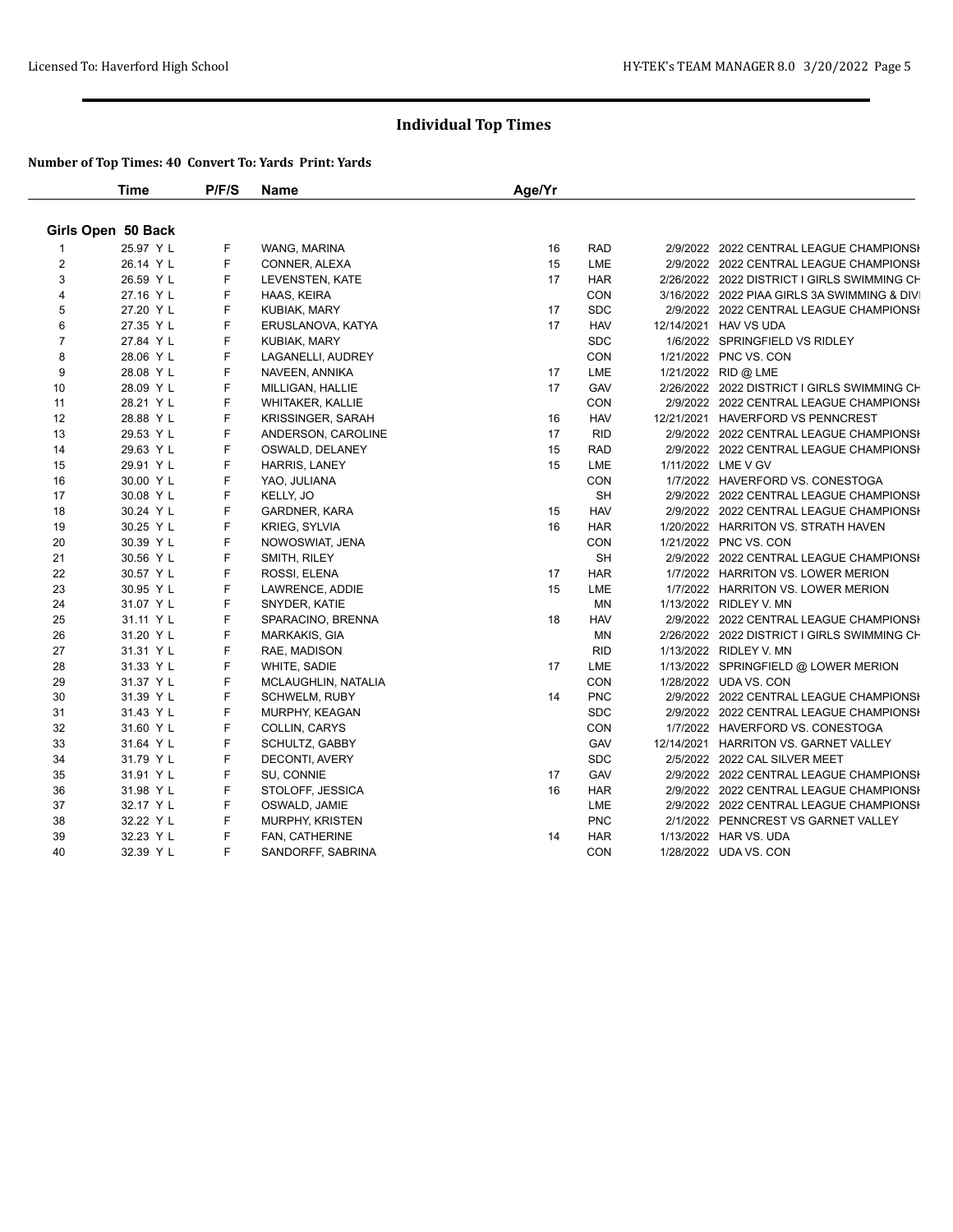## Individual Top Times

**Number of Top Times: 40 Convert To: Yards Print: Yards**

### Girls Open 50 Back

| | Time | P/F/S | Name | Age/Yr | | | |
|---|---|---|---|---|---|---|---|
| 1 | 25.97 Y L | F | WANG, MARINA | 16 | RAD | 2/9/2022 | 2022 CENTRAL LEAGUE CHAMPIONSH |
| 2 | 26.14 Y L | F | CONNER, ALEXA | 15 | LME | 2/9/2022 | 2022 CENTRAL LEAGUE CHAMPIONSH |
| 3 | 26.59 Y L | F | LEVENSTEN, KATE | 17 | HAR | 2/26/2022 | 2022 DISTRICT I GIRLS SWIMMING CH |
| 4 | 27.16 Y L | F | HAAS, KEIRA | | CON | 3/16/2022 | 2022 PIAA GIRLS 3A SWIMMING & DIVI |
| 5 | 27.20 Y L | F | KUBIAK, MARY | 17 | SDC | 2/9/2022 | 2022 CENTRAL LEAGUE CHAMPIONSH |
| 6 | 27.35 Y L | F | ERUSLANOVA, KATYA | 17 | HAV | 12/14/2021 | HAV VS UDA |
| 7 | 27.84 Y L | F | KUBIAK, MARY | | SDC | 1/6/2022 | SPRINGFIELD VS RIDLEY |
| 8 | 28.06 Y L | F | LAGANELLI, AUDREY | | CON | 1/21/2022 | PNC VS. CON |
| 9 | 28.08 Y L | F | NAVEEN, ANNIKA | 17 | LME | 1/21/2022 | RID @ LME |
| 10 | 28.09 Y L | F | MILLIGAN, HALLIE | 17 | GAV | 2/26/2022 | 2022 DISTRICT I GIRLS SWIMMING CH |
| 11 | 28.21 Y L | F | WHITAKER, KALLIE | | CON | 2/9/2022 | 2022 CENTRAL LEAGUE CHAMPIONSH |
| 12 | 28.88 Y L | F | KRISSINGER, SARAH | 16 | HAV | 12/21/2021 | HAVERFORD VS PENNCREST |
| 13 | 29.53 Y L | F | ANDERSON, CAROLINE | 17 | RID | 2/9/2022 | 2022 CENTRAL LEAGUE CHAMPIONSH |
| 14 | 29.63 Y L | F | OSWALD, DELANEY | 15 | RAD | 2/9/2022 | 2022 CENTRAL LEAGUE CHAMPIONSH |
| 15 | 29.91 Y L | F | HARRIS, LANEY | 15 | LME | 1/11/2022 | LME V GV |
| 16 | 30.00 Y L | F | YAO, JULIANA | | CON | 1/7/2022 | HAVERFORD VS. CONESTOGA |
| 17 | 30.08 Y L | F | KELLY, JO | | SH | 2/9/2022 | 2022 CENTRAL LEAGUE CHAMPIONSH |
| 18 | 30.24 Y L | F | GARDNER, KARA | 15 | HAV | 2/9/2022 | 2022 CENTRAL LEAGUE CHAMPIONSH |
| 19 | 30.25 Y L | F | KRIEG, SYLVIA | 16 | HAR | 1/20/2022 | HARRITON VS. STRATH HAVEN |
| 20 | 30.39 Y L | F | NOWOSWIAT, JENA | | CON | 1/21/2022 | PNC VS. CON |
| 21 | 30.56 Y L | F | SMITH, RILEY | | SH | 2/9/2022 | 2022 CENTRAL LEAGUE CHAMPIONSH |
| 22 | 30.57 Y L | F | ROSSI, ELENA | 17 | HAR | 1/7/2022 | HARRITON VS. LOWER MERION |
| 23 | 30.95 Y L | F | LAWRENCE, ADDIE | 15 | LME | 1/7/2022 | HARRITON VS. LOWER MERION |
| 24 | 31.07 Y L | F | SNYDER, KATIE | | MN | 1/13/2022 | RIDLEY V. MN |
| 25 | 31.11 Y L | F | SPARACINO, BRENNA | 18 | HAV | 2/9/2022 | 2022 CENTRAL LEAGUE CHAMPIONSH |
| 26 | 31.20 Y L | F | MARKAKIS, GIA | | MN | 2/26/2022 | 2022 DISTRICT I GIRLS SWIMMING CH |
| 27 | 31.31 Y L | F | RAE, MADISON | | RID | 1/13/2022 | RIDLEY V. MN |
| 28 | 31.33 Y L | F | WHITE, SADIE | 17 | LME | 1/13/2022 | SPRINGFIELD @ LOWER MERION |
| 29 | 31.37 Y L | F | MCLAUGHLIN, NATALIA | | CON | 1/28/2022 | UDA VS. CON |
| 30 | 31.39 Y L | F | SCHWELM, RUBY | 14 | PNC | 2/9/2022 | 2022 CENTRAL LEAGUE CHAMPIONSH |
| 31 | 31.43 Y L | F | MURPHY, KEAGAN | | SDC | 2/9/2022 | 2022 CENTRAL LEAGUE CHAMPIONSH |
| 32 | 31.60 Y L | F | COLLIN, CARYS | | CON | 1/7/2022 | HAVERFORD VS. CONESTOGA |
| 33 | 31.64 Y L | F | SCHULTZ, GABBY | | GAV | 12/14/2021 | HARRITON VS. GARNET VALLEY |
| 34 | 31.79 Y L | F | DECONTI, AVERY | | SDC | 2/5/2022 | 2022 CAL SILVER MEET |
| 35 | 31.91 Y L | F | SU, CONNIE | 17 | GAV | 2/9/2022 | 2022 CENTRAL LEAGUE CHAMPIONSH |
| 36 | 31.98 Y L | F | STOLOFF, JESSICA | 16 | HAR | 2/9/2022 | 2022 CENTRAL LEAGUE CHAMPIONSH |
| 37 | 32.17 Y L | F | OSWALD, JAMIE | | LME | 2/9/2022 | 2022 CENTRAL LEAGUE CHAMPIONSH |
| 38 | 32.22 Y L | F | MURPHY, KRISTEN | | PNC | 2/1/2022 | PENNCREST VS GARNET VALLEY |
| 39 | 32.23 Y L | F | FAN, CATHERINE | 14 | HAR | 1/13/2022 | HAR VS. UDA |
| 40 | 32.39 Y L | F | SANDORFF, SABRINA | | CON | 1/28/2022 | UDA VS. CON |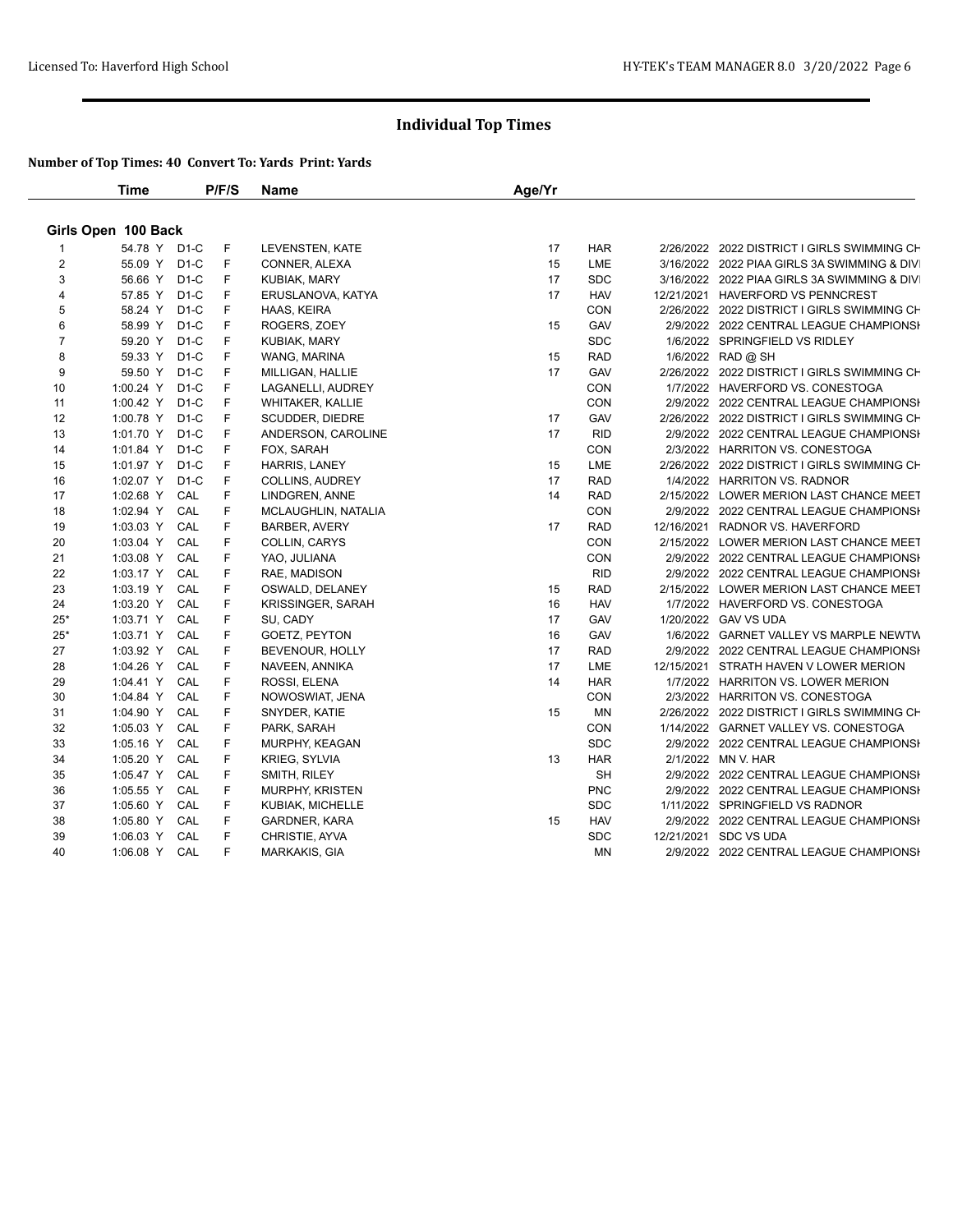## Individual Top Times

### Number of Top Times: 40 Convert To: Yards Print: Yards

#### Girls Open 100 Back

| | Time | | P/F/S | Name | Age/Yr | | | |
|---|---|---|---|---|---|---|---|---|
| 1 | 54.78 Y | D1-C | F | LEVENSTEN, KATE | 17 | HAR | 2/26/2022 | 2022 DISTRICT I GIRLS SWIMMING CH |
| 2 | 55.09 Y | D1-C | F | CONNER, ALEXA | 15 | LME | 3/16/2022 | 2022 PIAA GIRLS 3A SWIMMING & DIVI |
| 3 | 56.66 Y | D1-C | F | KUBIAK, MARY | 17 | SDC | 3/16/2022 | 2022 PIAA GIRLS 3A SWIMMING & DIVI |
| 4 | 57.85 Y | D1-C | F | ERUSLANOVA, KATYA | 17 | HAV | 12/21/2021 | HAVERFORD VS PENNCREST |
| 5 | 58.24 Y | D1-C | F | HAAS, KEIRA | | CON | 2/26/2022 | 2022 DISTRICT I GIRLS SWIMMING CH |
| 6 | 58.99 Y | D1-C | F | ROGERS, ZOEY | 15 | GAV | 2/9/2022 | 2022 CENTRAL LEAGUE CHAMPIONSH |
| 7 | 59.20 Y | D1-C | F | KUBIAK, MARY | | SDC | 1/6/2022 | SPRINGFIELD VS RIDLEY |
| 8 | 59.33 Y | D1-C | F | WANG, MARINA | 15 | RAD | 1/6/2022 | RAD @ SH |
| 9 | 59.50 Y | D1-C | F | MILLIGAN, HALLIE | 17 | GAV | 2/26/2022 | 2022 DISTRICT I GIRLS SWIMMING CH |
| 10 | 1:00.24 Y | D1-C | F | LAGANELLI, AUDREY | | CON | 1/7/2022 | HAVERFORD VS. CONESTOGA |
| 11 | 1:00.42 Y | D1-C | F | WHITAKER, KALLIE | | CON | 2/9/2022 | 2022 CENTRAL LEAGUE CHAMPIONSH |
| 12 | 1:00.78 Y | D1-C | F | SCUDDER, DIEDRE | 17 | GAV | 2/26/2022 | 2022 DISTRICT I GIRLS SWIMMING CH |
| 13 | 1:01.70 Y | D1-C | F | ANDERSON, CAROLINE | 17 | RID | 2/9/2022 | 2022 CENTRAL LEAGUE CHAMPIONSH |
| 14 | 1:01.84 Y | D1-C | F | FOX, SARAH | | CON | 2/3/2022 | HARRITON VS. CONESTOGA |
| 15 | 1:01.97 Y | D1-C | F | HARRIS, LANEY | 15 | LME | 2/26/2022 | 2022 DISTRICT I GIRLS SWIMMING CH |
| 16 | 1:02.07 Y | D1-C | F | COLLINS, AUDREY | 17 | RAD | 1/4/2022 | HARRITON VS. RADNOR |
| 17 | 1:02.68 Y | CAL | F | LINDGREN, ANNE | 14 | RAD | 2/15/2022 | LOWER MERION LAST CHANCE MEET |
| 18 | 1:02.94 Y | CAL | F | MCLAUGHLIN, NATALIA | | CON | 2/9/2022 | 2022 CENTRAL LEAGUE CHAMPIONSH |
| 19 | 1:03.03 Y | CAL | F | BARBER, AVERY | 17 | RAD | 12/16/2021 | RADNOR VS. HAVERFORD |
| 20 | 1:03.04 Y | CAL | F | COLLIN, CARYS | | CON | 2/15/2022 | LOWER MERION LAST CHANCE MEET |
| 21 | 1:03.08 Y | CAL | F | YAO, JULIANA | | CON | 2/9/2022 | 2022 CENTRAL LEAGUE CHAMPIONSH |
| 22 | 1:03.17 Y | CAL | F | RAE, MADISON | | RID | 2/9/2022 | 2022 CENTRAL LEAGUE CHAMPIONSH |
| 23 | 1:03.19 Y | CAL | F | OSWALD, DELANEY | 15 | RAD | 2/15/2022 | LOWER MERION LAST CHANCE MEET |
| 24 | 1:03.20 Y | CAL | F | KRISSINGER, SARAH | 16 | HAV | 1/7/2022 | HAVERFORD VS. CONESTOGA |
| 25* | 1:03.71 Y | CAL | F | SU, CADY | 17 | GAV | 1/20/2022 | GAV VS UDA |
| 25* | 1:03.71 Y | CAL | F | GOETZ, PEYTON | 16 | GAV | 1/6/2022 | GARNET VALLEY VS MARPLE NEWTW |
| 27 | 1:03.92 Y | CAL | F | BEVENOUR, HOLLY | 17 | RAD | 2/9/2022 | 2022 CENTRAL LEAGUE CHAMPIONSH |
| 28 | 1:04.26 Y | CAL | F | NAVEEN, ANNIKA | 17 | LME | 12/15/2021 | STRATH HAVEN V LOWER MERION |
| 29 | 1:04.41 Y | CAL | F | ROSSI, ELENA | 14 | HAR | 1/7/2022 | HARRITON VS. LOWER MERION |
| 30 | 1:04.84 Y | CAL | F | NOWOSWIAT, JENA | | CON | 2/3/2022 | HARRITON VS. CONESTOGA |
| 31 | 1:04.90 Y | CAL | F | SNYDER, KATIE | 15 | MN | 2/26/2022 | 2022 DISTRICT I GIRLS SWIMMING CH |
| 32 | 1:05.03 Y | CAL | F | PARK, SARAH | | CON | 1/14/2022 | GARNET VALLEY VS. CONESTOGA |
| 33 | 1:05.16 Y | CAL | F | MURPHY, KEAGAN | | SDC | 2/9/2022 | 2022 CENTRAL LEAGUE CHAMPIONSH |
| 34 | 1:05.20 Y | CAL | F | KRIEG, SYLVIA | 13 | HAR | 2/1/2022 | MN V. HAR |
| 35 | 1:05.47 Y | CAL | F | SMITH, RILEY | | SH | 2/9/2022 | 2022 CENTRAL LEAGUE CHAMPIONSH |
| 36 | 1:05.55 Y | CAL | F | MURPHY, KRISTEN | | PNC | 2/9/2022 | 2022 CENTRAL LEAGUE CHAMPIONSH |
| 37 | 1:05.60 Y | CAL | F | KUBIAK, MICHELLE | | SDC | 1/11/2022 | SPRINGFIELD VS RADNOR |
| 38 | 1:05.80 Y | CAL | F | GARDNER, KARA | 15 | HAV | 2/9/2022 | 2022 CENTRAL LEAGUE CHAMPIONSH |
| 39 | 1:06.03 Y | CAL | F | CHRISTIE, AYVA | | SDC | 12/21/2021 | SDC VS UDA |
| 40 | 1:06.08 Y | CAL | F | MARKAKIS, GIA | | MN | 2/9/2022 | 2022 CENTRAL LEAGUE CHAMPIONSH |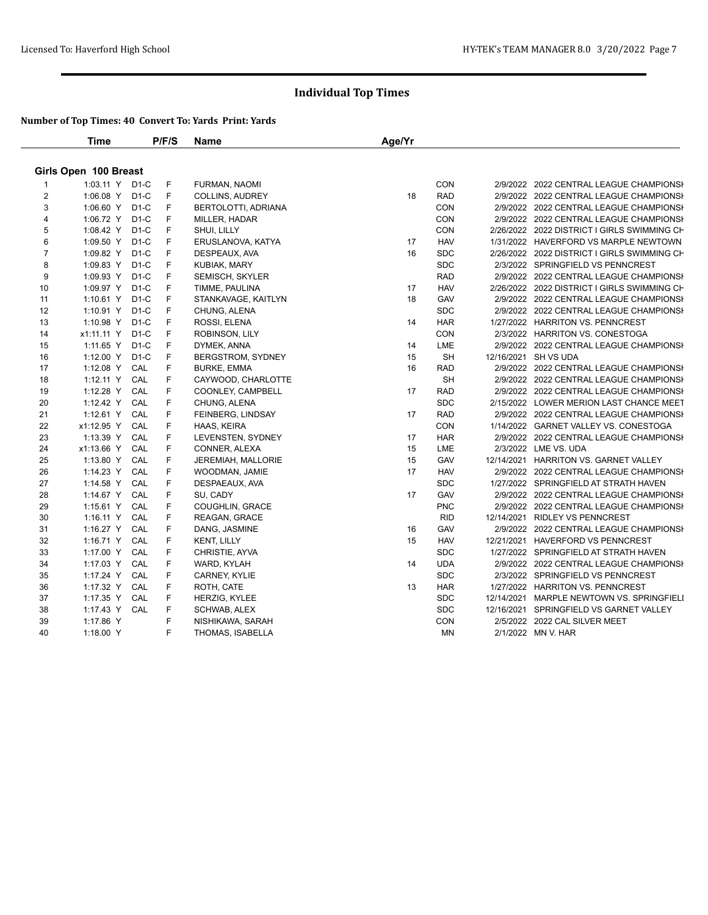# Individual Top Times

### Number of Top Times: 40 Convert To: Yards Print: Yards

## Girls Open 100 Breast

| | Time | P/F/S | | Name | Age/Yr | | | |
|---|---|---|---|---|---|---|---|---|
| 1 | 1:03.11 Y | D1-C | F | FURMAN, NAOMI | | CON | 2/9/2022 | 2022 CENTRAL LEAGUE CHAMPIONSH |
| 2 | 1:06.08 Y | D1-C | F | COLLINS, AUDREY | 18 | RAD | 2/9/2022 | 2022 CENTRAL LEAGUE CHAMPIONSH |
| 3 | 1:06.60 Y | D1-C | F | BERTOLOTTI, ADRIANA | | CON | 2/9/2022 | 2022 CENTRAL LEAGUE CHAMPIONSH |
| 4 | 1:06.72 Y | D1-C | F | MILLER, HADAR | | CON | 2/9/2022 | 2022 CENTRAL LEAGUE CHAMPIONSH |
| 5 | 1:08.42 Y | D1-C | F | SHUI, LILLY | | CON | 2/26/2022 | 2022 DISTRICT I GIRLS SWIMMING CH |
| 6 | 1:09.50 Y | D1-C | F | ERUSLANOVA, KATYA | 17 | HAV | 1/31/2022 | HAVERFORD VS MARPLE NEWTOWN |
| 7 | 1:09.82 Y | D1-C | F | DESPEAUX, AVA | 16 | SDC | 2/26/2022 | 2022 DISTRICT I GIRLS SWIMMING CH |
| 8 | 1:09.83 Y | D1-C | F | KUBIAK, MARY | | SDC | 2/3/2022 | SPRINGFIELD VS PENNCREST |
| 9 | 1:09.93 Y | D1-C | F | SEMISCH, SKYLER | | RAD | 2/9/2022 | 2022 CENTRAL LEAGUE CHAMPIONSH |
| 10 | 1:09.97 Y | D1-C | F | TIMME, PAULINA | 17 | HAV | 2/26/2022 | 2022 DISTRICT I GIRLS SWIMMING CH |
| 11 | 1:10.61 Y | D1-C | F | STANKAVAGE, KAITLYN | 18 | GAV | 2/9/2022 | 2022 CENTRAL LEAGUE CHAMPIONSH |
| 12 | 1:10.91 Y | D1-C | F | CHUNG, ALENA | | SDC | 2/9/2022 | 2022 CENTRAL LEAGUE CHAMPIONSH |
| 13 | 1:10.98 Y | D1-C | F | ROSSI, ELENA | 14 | HAR | 1/27/2022 | HARRITON VS. PENNCREST |
| 14 | x1:11.11 Y | D1-C | F | ROBINSON, LILY | | CON | 2/3/2022 | HARRITON VS. CONESTOGA |
| 15 | 1:11.65 Y | D1-C | F | DYMEK, ANNA | 14 | LME | 2/9/2022 | 2022 CENTRAL LEAGUE CHAMPIONSH |
| 16 | 1:12.00 Y | D1-C | F | BERGSTROM, SYDNEY | 15 | SH | 12/16/2021 | SH VS UDA |
| 17 | 1:12.08 Y | CAL | F | BURKE, EMMA | 16 | RAD | 2/9/2022 | 2022 CENTRAL LEAGUE CHAMPIONSH |
| 18 | 1:12.11 Y | CAL | F | CAYWOOD, CHARLOTTE | | SH | 2/9/2022 | 2022 CENTRAL LEAGUE CHAMPIONSH |
| 19 | 1:12.28 Y | CAL | F | COONLEY, CAMPBELL | 17 | RAD | 2/9/2022 | 2022 CENTRAL LEAGUE CHAMPIONSH |
| 20 | 1:12.42 Y | CAL | F | CHUNG, ALENA | | SDC | 2/15/2022 | LOWER MERION LAST CHANCE MEET |
| 21 | 1:12.61 Y | CAL | F | FEINBERG, LINDSAY | 17 | RAD | 2/9/2022 | 2022 CENTRAL LEAGUE CHAMPIONSH |
| 22 | x1:12.95 Y | CAL | F | HAAS, KEIRA | | CON | 1/14/2022 | GARNET VALLEY VS. CONESTOGA |
| 23 | 1:13.39 Y | CAL | F | LEVENSTEN, SYDNEY | 17 | HAR | 2/9/2022 | 2022 CENTRAL LEAGUE CHAMPIONSH |
| 24 | x1:13.66 Y | CAL | F | CONNER, ALEXA | 15 | LME | 2/3/2022 | LME VS. UDA |
| 25 | 1:13.80 Y | CAL | F | JEREMIAH, MALLORIE | 15 | GAV | 12/14/2021 | HARRITON VS. GARNET VALLEY |
| 26 | 1:14.23 Y | CAL | F | WOODMAN, JAMIE | 17 | HAV | 2/9/2022 | 2022 CENTRAL LEAGUE CHAMPIONSH |
| 27 | 1:14.58 Y | CAL | F | DESPAEAUX, AVA | | SDC | 1/27/2022 | SPRINGFIELD AT STRATH HAVEN |
| 28 | 1:14.67 Y | CAL | F | SU, CADY | 17 | GAV | 2/9/2022 | 2022 CENTRAL LEAGUE CHAMPIONSH |
| 29 | 1:15.61 Y | CAL | F | COUGHLIN, GRACE | | PNC | 2/9/2022 | 2022 CENTRAL LEAGUE CHAMPIONSH |
| 30 | 1:16.11 Y | CAL | F | REAGAN, GRACE | | RID | 12/14/2021 | RIDLEY VS PENNCREST |
| 31 | 1:16.27 Y | CAL | F | DANG, JASMINE | 16 | GAV | 2/9/2022 | 2022 CENTRAL LEAGUE CHAMPIONSH |
| 32 | 1:16.71 Y | CAL | F | KENT, LILLY | 15 | HAV | 12/21/2021 | HAVERFORD VS PENNCREST |
| 33 | 1:17.00 Y | CAL | F | CHRISTIE, AYVA | | SDC | 1/27/2022 | SPRINGFIELD AT STRATH HAVEN |
| 34 | 1:17.03 Y | CAL | F | WARD, KYLAH | 14 | UDA | 2/9/2022 | 2022 CENTRAL LEAGUE CHAMPIONSH |
| 35 | 1:17.24 Y | CAL | F | CARNEY, KYLIE | | SDC | 2/3/2022 | SPRINGFIELD VS PENNCREST |
| 36 | 1:17.32 Y | CAL | F | ROTH, CATE | 13 | HAR | 1/27/2022 | HARRITON VS. PENNCREST |
| 37 | 1:17.35 Y | CAL | F | HERZIG, KYLEE | | SDC | 12/14/2021 | MARPLE NEWTOWN VS. SPRINGFIELI |
| 38 | 1:17.43 Y | CAL | F | SCHWAB, ALEX | | SDC | 12/16/2021 | SPRINGFIELD VS GARNET VALLEY |
| 39 | 1:17.86 Y | | F | NISHIKAWA, SARAH | | CON | 2/5/2022 | 2022 CAL SILVER MEET |
| 40 | 1:18.00 Y | | F | THOMAS, ISABELLA | | MN | 2/1/2022 | MN V. HAR |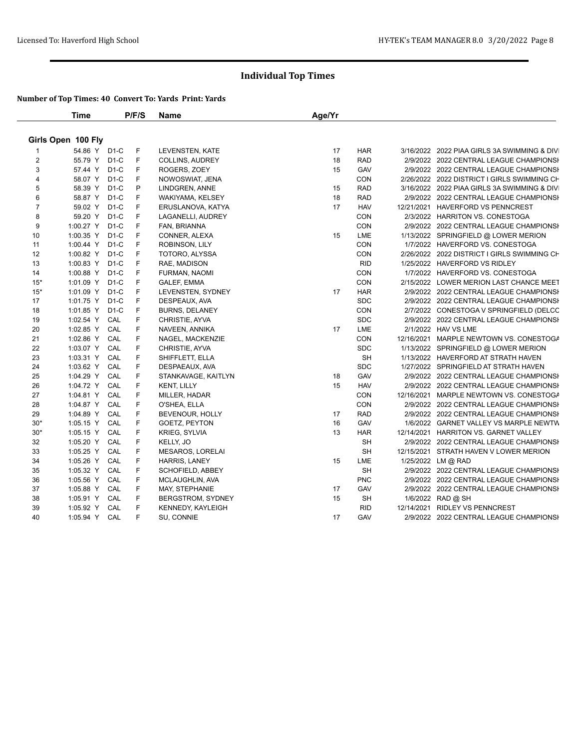## Individual Top Times

**Number of Top Times: 40 Convert To: Yards Print: Yards**

| | Time | | P/F/S | Name | Age/Yr | | | |
|---|---|---|---|---|---|---|---|---|
| **Girls Open 100 Fly** | | | | | | | | |
| 1 | 54.86 Y | D1-C | F | LEVENSTEN, KATE | 17 | HAR | 3/16/2022 | 2022 PIAA GIRLS 3A SWIMMING & DIVI |
| 2 | 55.79 Y | D1-C | F | COLLINS, AUDREY | 18 | RAD | 2/9/2022 | 2022 CENTRAL LEAGUE CHAMPIONSH |
| 3 | 57.44 Y | D1-C | F | ROGERS, ZOEY | 15 | GAV | 2/9/2022 | 2022 CENTRAL LEAGUE CHAMPIONSH |
| 4 | 58.07 Y | D1-C | F | NOWOSWIAT, JENA | | CON | 2/26/2022 | 2022 DISTRICT I GIRLS SWIMMING CH |
| 5 | 58.39 Y | D1-C | P | LINDGREN, ANNE | 15 | RAD | 3/16/2022 | 2022 PIAA GIRLS 3A SWIMMING & DIVI |
| 6 | 58.87 Y | D1-C | F | WAKIYAMA, KELSEY | 18 | RAD | 2/9/2022 | 2022 CENTRAL LEAGUE CHAMPIONSH |
| 7 | 59.02 Y | D1-C | F | ERUSLANOVA, KATYA | 17 | HAV | 12/21/2021 | HAVERFORD VS PENNCREST |
| 8 | 59.20 Y | D1-C | F | LAGANELLI, AUDREY | | CON | 2/3/2022 | HARRITON VS. CONESTOGA |
| 9 | 1:00.27 Y | D1-C | F | FAN, BRIANNA | | CON | 2/9/2022 | 2022 CENTRAL LEAGUE CHAMPIONSH |
| 10 | 1:00.35 Y | D1-C | F | CONNER, ALEXA | 15 | LME | 1/13/2022 | SPRINGFIELD @ LOWER MERION |
| 11 | 1:00.44 Y | D1-C | F | ROBINSON, LILY | | CON | 1/7/2022 | HAVERFORD VS. CONESTOGA |
| 12 | 1:00.82 Y | D1-C | F | TOTORO, ALYSSA | | CON | 2/26/2022 | 2022 DISTRICT I GIRLS SWIMMING CH |
| 13 | 1:00.83 Y | D1-C | F | RAE, MADISON | | RID | 1/25/2022 | HAVERFORD VS RIDLEY |
| 14 | 1:00.88 Y | D1-C | F | FURMAN, NAOMI | | CON | 1/7/2022 | HAVERFORD VS. CONESTOGA |
| 15* | 1:01.09 Y | D1-C | F | GALEF, EMMA | | CON | 2/15/2022 | LOWER MERION LAST CHANCE MEET |
| 15* | 1:01.09 Y | D1-C | F | LEVENSTEN, SYDNEY | 17 | HAR | 2/9/2022 | 2022 CENTRAL LEAGUE CHAMPIONSH |
| 17 | 1:01.75 Y | D1-C | F | DESPEAUX, AVA | | SDC | 2/9/2022 | 2022 CENTRAL LEAGUE CHAMPIONSH |
| 18 | 1:01.85 Y | D1-C | F | BURNS, DELANEY | | CON | 2/7/2022 | CONESTOGA V SPRINGFIELD (DELCC |
| 19 | 1:02.54 Y | CAL | F | CHRISTIE, AYVA | | SDC | 2/9/2022 | 2022 CENTRAL LEAGUE CHAMPIONSH |
| 20 | 1:02.85 Y | CAL | F | NAVEEN, ANNIKA | 17 | LME | 2/1/2022 | HAV VS LME |
| 21 | 1:02.86 Y | CAL | F | NAGEL, MACKENZIE | | CON | 12/16/2021 | MARPLE NEWTOWN VS. CONESTOGA |
| 22 | 1:03.07 Y | CAL | F | CHRISTIE, AYVA | | SDC | 1/13/2022 | SPRINGFIELD @ LOWER MERION |
| 23 | 1:03.31 Y | CAL | F | SHIFFLETT, ELLA | | SH | 1/13/2022 | HAVERFORD AT STRATH HAVEN |
| 24 | 1:03.62 Y | CAL | F | DESPAEAUX, AVA | | SDC | 1/27/2022 | SPRINGFIELD AT STRATH HAVEN |
| 25 | 1:04.29 Y | CAL | F | STANKAVAGE, KAITLYN | 18 | GAV | 2/9/2022 | 2022 CENTRAL LEAGUE CHAMPIONSH |
| 26 | 1:04.72 Y | CAL | F | KENT, LILLY | 15 | HAV | 2/9/2022 | 2022 CENTRAL LEAGUE CHAMPIONSH |
| 27 | 1:04.81 Y | CAL | F | MILLER, HADAR | | CON | 12/16/2021 | MARPLE NEWTOWN VS. CONESTOGA |
| 28 | 1:04.87 Y | CAL | F | O'SHEA, ELLA | | CON | 2/9/2022 | 2022 CENTRAL LEAGUE CHAMPIONSH |
| 29 | 1:04.89 Y | CAL | F | BEVENOUR, HOLLY | 17 | RAD | 2/9/2022 | 2022 CENTRAL LEAGUE CHAMPIONSH |
| 30* | 1:05.15 Y | CAL | F | GOETZ, PEYTON | 16 | GAV | 1/6/2022 | GARNET VALLEY VS MARPLE NEWTW |
| 30* | 1:05.15 Y | CAL | F | KRIEG, SYLVIA | 13 | HAR | 12/14/2021 | HARRITON VS. GARNET VALLEY |
| 32 | 1:05.20 Y | CAL | F | KELLY, JO | | SH | 2/9/2022 | 2022 CENTRAL LEAGUE CHAMPIONSH |
| 33 | 1:05.25 Y | CAL | F | MESAROS, LORELAI | | SH | 12/15/2021 | STRATH HAVEN V LOWER MERION |
| 34 | 1:05.26 Y | CAL | F | HARRIS, LANEY | 15 | LME | 1/25/2022 | LM @ RAD |
| 35 | 1:05.32 Y | CAL | F | SCHOFIELD, ABBEY | | SH | 2/9/2022 | 2022 CENTRAL LEAGUE CHAMPIONSH |
| 36 | 1:05.56 Y | CAL | F | MCLAUGHLIN, AVA | | PNC | 2/9/2022 | 2022 CENTRAL LEAGUE CHAMPIONSH |
| 37 | 1:05.88 Y | CAL | F | MAY, STEPHANIE | 17 | GAV | 2/9/2022 | 2022 CENTRAL LEAGUE CHAMPIONSH |
| 38 | 1:05.91 Y | CAL | F | BERGSTROM, SYDNEY | 15 | SH | 1/6/2022 | RAD @ SH |
| 39 | 1:05.92 Y | CAL | F | KENNEDY, KAYLEIGH | | RID | 12/14/2021 | RIDLEY VS PENNCREST |
| 40 | 1:05.94 Y | CAL | F | SU, CONNIE | 17 | GAV | 2/9/2022 | 2022 CENTRAL LEAGUE CHAMPIONSH |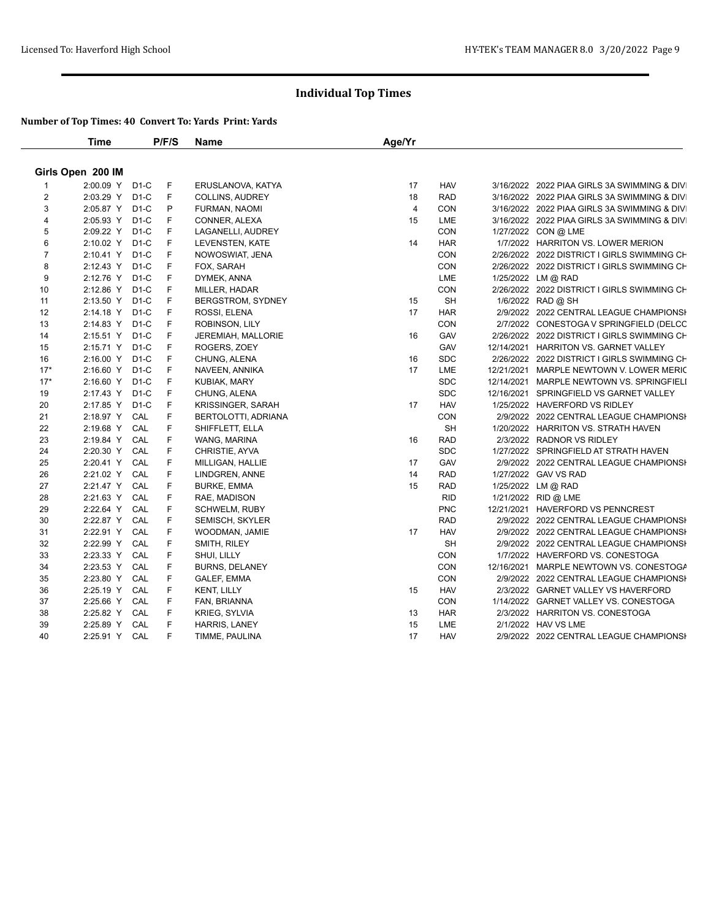# Individual Top Times

**Number of Top Times: 40 Convert To: Yards Print: Yards**

## Girls Open 200 IM

| | Time | | P/F/S | Name | Age/Yr | | | |
|---|---|---|---|---|---|---|---|---|
| 1 | 2:00.09 Y | D1-C | F | ERUSLANOVA, KATYA | 17 | HAV | 3/16/2022 | 2022 PIAA GIRLS 3A SWIMMING & DIVI |
| 2 | 2:03.29 Y | D1-C | F | COLLINS, AUDREY | 18 | RAD | 3/16/2022 | 2022 PIAA GIRLS 3A SWIMMING & DIVI |
| 3 | 2:05.87 Y | D1-C | P | FURMAN, NAOMI | 4 | CON | 3/16/2022 | 2022 PIAA GIRLS 3A SWIMMING & DIVI |
| 4 | 2:05.93 Y | D1-C | F | CONNER, ALEXA | 15 | LME | 3/16/2022 | 2022 PIAA GIRLS 3A SWIMMING & DIVI |
| 5 | 2:09.22 Y | D1-C | F | LAGANELLI, AUDREY | | CON | 1/27/2022 | CON @ LME |
| 6 | 2:10.02 Y | D1-C | F | LEVENSTEN, KATE | 14 | HAR | 1/7/2022 | HARRITON VS. LOWER MERION |
| 7 | 2:10.41 Y | D1-C | F | NOWOSWIAT, JENA | | CON | 2/26/2022 | 2022 DISTRICT I GIRLS SWIMMING CH |
| 8 | 2:12.43 Y | D1-C | F | FOX, SARAH | | CON | 2/26/2022 | 2022 DISTRICT I GIRLS SWIMMING CH |
| 9 | 2:12.76 Y | D1-C | F | DYMEK, ANNA | | LME | 1/25/2022 | LM @ RAD |
| 10 | 2:12.86 Y | D1-C | F | MILLER, HADAR | | CON | 2/26/2022 | 2022 DISTRICT I GIRLS SWIMMING CH |
| 11 | 2:13.50 Y | D1-C | F | BERGSTROM, SYDNEY | 15 | SH | 1/6/2022 | RAD @ SH |
| 12 | 2:14.18 Y | D1-C | F | ROSSI, ELENA | 17 | HAR | 2/9/2022 | 2022 CENTRAL LEAGUE CHAMPIONSH |
| 13 | 2:14.83 Y | D1-C | F | ROBINSON, LILY | | CON | 2/7/2022 | CONESTOGA V SPRINGFIELD (DELCO |
| 14 | 2:15.51 Y | D1-C | F | JEREMIAH, MALLORIE | 16 | GAV | 2/26/2022 | 2022 DISTRICT I GIRLS SWIMMING CH |
| 15 | 2:15.71 Y | D1-C | F | ROGERS, ZOEY | | GAV | 12/14/2021 | HARRITON VS. GARNET VALLEY |
| 16 | 2:16.00 Y | D1-C | F | CHUNG, ALENA | 16 | SDC | 2/26/2022 | 2022 DISTRICT I GIRLS SWIMMING CH |
| 17* | 2:16.60 Y | D1-C | F | NAVEEN, ANNIKA | 17 | LME | 12/21/2021 | MARPLE NEWTOWN V. LOWER MERIO |
| 17* | 2:16.60 Y | D1-C | F | KUBIAK, MARY | | SDC | 12/14/2021 | MARPLE NEWTOWN VS. SPRINGFIELI |
| 19 | 2:17.43 Y | D1-C | F | CHUNG, ALENA | | SDC | 12/16/2021 | SPRINGFIELD VS GARNET VALLEY |
| 20 | 2:17.85 Y | D1-C | F | KRISSINGER, SARAH | 17 | HAV | 1/25/2022 | HAVERFORD VS RIDLEY |
| 21 | 2:18.97 Y | CAL | F | BERTOLOTTI, ADRIANA | | CON | 2/9/2022 | 2022 CENTRAL LEAGUE CHAMPIONSH |
| 22 | 2:19.68 Y | CAL | F | SHIFFLETT, ELLA | | SH | 1/20/2022 | HARRITON VS. STRATH HAVEN |
| 23 | 2:19.84 Y | CAL | F | WANG, MARINA | 16 | RAD | 2/3/2022 | RADNOR VS RIDLEY |
| 24 | 2:20.30 Y | CAL | F | CHRISTIE, AYVA | | SDC | 1/27/2022 | SPRINGFIELD AT STRATH HAVEN |
| 25 | 2:20.41 Y | CAL | F | MILLIGAN, HALLIE | 17 | GAV | 2/9/2022 | 2022 CENTRAL LEAGUE CHAMPIONSH |
| 26 | 2:21.02 Y | CAL | F | LINDGREN, ANNE | 14 | RAD | 1/27/2022 | GAV VS RAD |
| 27 | 2:21.47 Y | CAL | F | BURKE, EMMA | 15 | RAD | 1/25/2022 | LM @ RAD |
| 28 | 2:21.63 Y | CAL | F | RAE, MADISON | | RID | 1/21/2022 | RID @ LME |
| 29 | 2:22.64 Y | CAL | F | SCHWELM, RUBY | | PNC | 12/21/2021 | HAVERFORD VS PENNCREST |
| 30 | 2:22.87 Y | CAL | F | SEMISCH, SKYLER | | RAD | 2/9/2022 | 2022 CENTRAL LEAGUE CHAMPIONSH |
| 31 | 2:22.91 Y | CAL | F | WOODMAN, JAMIE | 17 | HAV | 2/9/2022 | 2022 CENTRAL LEAGUE CHAMPIONSH |
| 32 | 2:22.99 Y | CAL | F | SMITH, RILEY | | SH | 2/9/2022 | 2022 CENTRAL LEAGUE CHAMPIONSH |
| 33 | 2:23.33 Y | CAL | F | SHUI, LILLY | | CON | 1/7/2022 | HAVERFORD VS. CONESTOGA |
| 34 | 2:23.53 Y | CAL | F | BURNS, DELANEY | | CON | 12/16/2021 | MARPLE NEWTOWN VS. CONESTOGA |
| 35 | 2:23.80 Y | CAL | F | GALEF, EMMA | | CON | 2/9/2022 | 2022 CENTRAL LEAGUE CHAMPIONSH |
| 36 | 2:25.19 Y | CAL | F | KENT, LILLY | 15 | HAV | 2/3/2022 | GARNET VALLEY VS HAVERFORD |
| 37 | 2:25.66 Y | CAL | F | FAN, BRIANNA | | CON | 1/14/2022 | GARNET VALLEY VS. CONESTOGA |
| 38 | 2:25.82 Y | CAL | F | KRIEG, SYLVIA | 13 | HAR | 2/3/2022 | HARRITON VS. CONESTOGA |
| 39 | 2:25.89 Y | CAL | F | HARRIS, LANEY | 15 | LME | 2/1/2022 | HAV VS LME |
| 40 | 2:25.91 Y | CAL | F | TIMME, PAULINA | 17 | HAV | 2/9/2022 | 2022 CENTRAL LEAGUE CHAMPIONSH |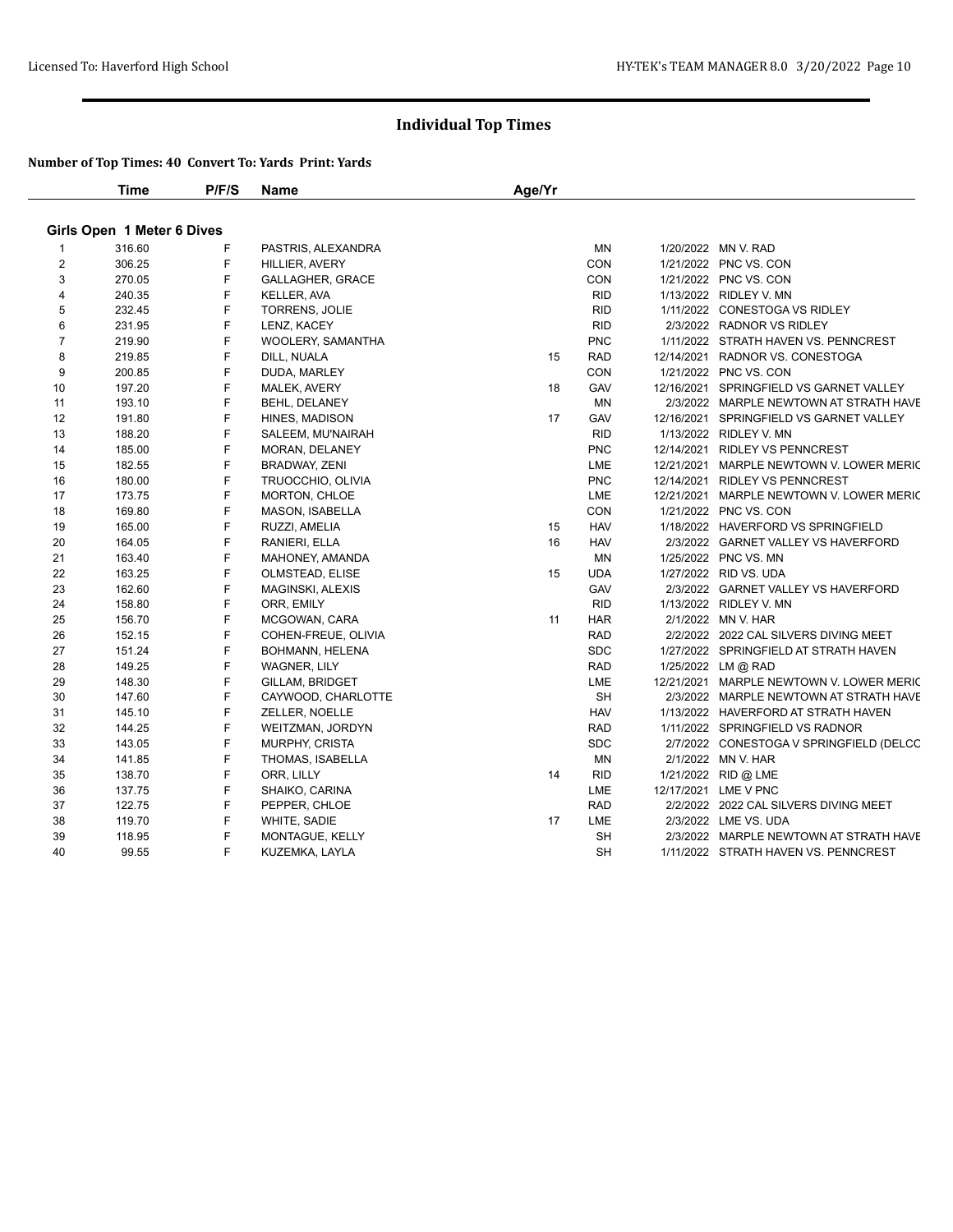# Individual Top Times

**Number of Top Times: 40 Convert To: Yards Print: Yards**

## Girls Open 1 Meter 6 Dives

| | Time | P/F/S | Name | Age/Yr | Team | Date | Meet |
|---|---|---|---|---|---|---|---|
| 1 | 316.60 | F | PASTRIS, ALEXANDRA | | MN | 1/20/2022 | MN V. RAD |
| 2 | 306.25 | F | HILLIER, AVERY | | CON | 1/21/2022 | PNC VS. CON |
| 3 | 270.05 | F | GALLAGHER, GRACE | | CON | 1/21/2022 | PNC VS. CON |
| 4 | 240.35 | F | KELLER, AVA | | RID | 1/13/2022 | RIDLEY V. MN |
| 5 | 232.45 | F | TORRENS, JOLIE | | RID | 1/11/2022 | CONESTOGA VS RIDLEY |
| 6 | 231.95 | F | LENZ, KACEY | | RID | 2/3/2022 | RADNOR VS RIDLEY |
| 7 | 219.90 | F | WOOLERY, SAMANTHA | | PNC | 1/11/2022 | STRATH HAVEN VS. PENNCREST |
| 8 | 219.85 | F | DILL, NUALA | 15 | RAD | 12/14/2021 | RADNOR VS. CONESTOGA |
| 9 | 200.85 | F | DUDA, MARLEY | | CON | 1/21/2022 | PNC VS. CON |
| 10 | 197.20 | F | MALEK, AVERY | 18 | GAV | 12/16/2021 | SPRINGFIELD VS GARNET VALLEY |
| 11 | 193.10 | F | BEHL, DELANEY | | MN | 2/3/2022 | MARPLE NEWTOWN AT STRATH HAVE |
| 12 | 191.80 | F | HINES, MADISON | 17 | GAV | 12/16/2021 | SPRINGFIELD VS GARNET VALLEY |
| 13 | 188.20 | F | SALEEM, MU'NAIRAH | | RID | 1/13/2022 | RIDLEY V. MN |
| 14 | 185.00 | F | MORAN, DELANEY | | PNC | 12/14/2021 | RIDLEY VS PENNCREST |
| 15 | 182.55 | F | BRADWAY, ZENI | | LME | 12/21/2021 | MARPLE NEWTOWN V. LOWER MERIC |
| 16 | 180.00 | F | TRUOCCHIO, OLIVIA | | PNC | 12/14/2021 | RIDLEY VS PENNCREST |
| 17 | 173.75 | F | MORTON, CHLOE | | LME | 12/21/2021 | MARPLE NEWTOWN V. LOWER MERIC |
| 18 | 169.80 | F | MASON, ISABELLA | | CON | 1/21/2022 | PNC VS. CON |
| 19 | 165.00 | F | RUZZI, AMELIA | 15 | HAV | 1/18/2022 | HAVERFORD VS SPRINGFIELD |
| 20 | 164.05 | F | RANIERI, ELLA | 16 | HAV | 2/3/2022 | GARNET VALLEY VS HAVERFORD |
| 21 | 163.40 | F | MAHONEY, AMANDA | | MN | 1/25/2022 | PNC VS. MN |
| 22 | 163.25 | F | OLMSTEAD, ELISE | 15 | UDA | 1/27/2022 | RID VS. UDA |
| 23 | 162.60 | F | MAGINSKI, ALEXIS | | GAV | 2/3/2022 | GARNET VALLEY VS HAVERFORD |
| 24 | 158.80 | F | ORR, EMILY | | RID | 1/13/2022 | RIDLEY V. MN |
| 25 | 156.70 | F | MCGOWAN, CARA | 11 | HAR | 2/1/2022 | MN V. HAR |
| 26 | 152.15 | F | COHEN-FREUE, OLIVIA | | RAD | 2/2/2022 | 2022 CAL SILVERS DIVING MEET |
| 27 | 151.24 | F | BOHMANN, HELENA | | SDC | 1/27/2022 | SPRINGFIELD AT STRATH HAVEN |
| 28 | 149.25 | F | WAGNER, LILY | | RAD | 1/25/2022 | LM @ RAD |
| 29 | 148.30 | F | GILLAM, BRIDGET | | LME | 12/21/2021 | MARPLE NEWTOWN V. LOWER MERIC |
| 30 | 147.60 | F | CAYWOOD, CHARLOTTE | | SH | 2/3/2022 | MARPLE NEWTOWN AT STRATH HAVE |
| 31 | 145.10 | F | ZELLER, NOELLE | | HAV | 1/13/2022 | HAVERFORD AT STRATH HAVEN |
| 32 | 144.25 | F | WEITZMAN, JORDYN | | RAD | 1/11/2022 | SPRINGFIELD VS RADNOR |
| 33 | 143.05 | F | MURPHY, CRISTA | | SDC | 2/7/2022 | CONESTOGA V SPRINGFIELD (DELCC |
| 34 | 141.85 | F | THOMAS, ISABELLA | | MN | 2/1/2022 | MN V. HAR |
| 35 | 138.70 | F | ORR, LILLY | 14 | RID | 1/21/2022 | RID @ LME |
| 36 | 137.75 | F | SHAIKO, CARINA | | LME | 12/17/2021 | LME V PNC |
| 37 | 122.75 | F | PEPPER, CHLOE | | RAD | 2/2/2022 | 2022 CAL SILVERS DIVING MEET |
| 38 | 119.70 | F | WHITE, SADIE | 17 | LME | 2/3/2022 | LME VS. UDA |
| 39 | 118.95 | F | MONTAGUE, KELLY | | SH | 2/3/2022 | MARPLE NEWTOWN AT STRATH HAVE |
| 40 | 99.55 | F | KUZEMKA, LAYLA | | SH | 1/11/2022 | STRATH HAVEN VS. PENNCREST |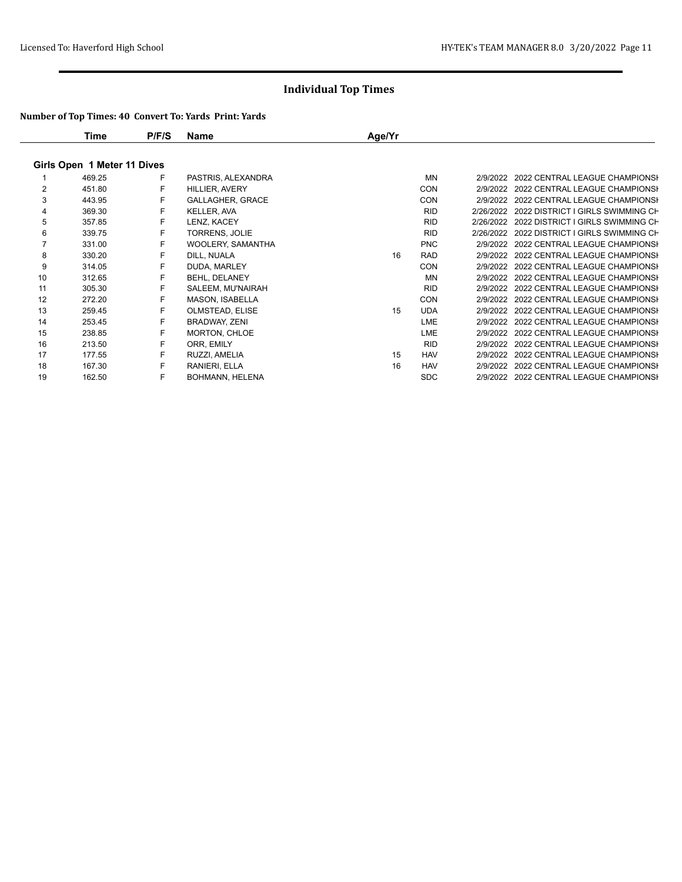## Individual Top Times

**Number of Top Times: 40 Convert To: Yards Print: Yards**

| | Time | P/F/S | Name | Age/Yr | | | |
|---|---|---|---|---|---|---|---|
| **Girls Open 1 Meter 11 Dives** | | | | | | | |
| 1 | 469.25 | F | PASTRIS, ALEXANDRA | | MN | 2/9/2022 | 2022 CENTRAL LEAGUE CHAMPIONSH |
| 2 | 451.80 | F | HILLIER, AVERY | | CON | 2/9/2022 | 2022 CENTRAL LEAGUE CHAMPIONSH |
| 3 | 443.95 | F | GALLAGHER, GRACE | | CON | 2/9/2022 | 2022 CENTRAL LEAGUE CHAMPIONSH |
| 4 | 369.30 | F | KELLER, AVA | | RID | 2/26/2022 | 2022 DISTRICT I GIRLS SWIMMING CH |
| 5 | 357.85 | F | LENZ, KACEY | | RID | 2/26/2022 | 2022 DISTRICT I GIRLS SWIMMING CH |
| 6 | 339.75 | F | TORRENS, JOLIE | | RID | 2/26/2022 | 2022 DISTRICT I GIRLS SWIMMING CH |
| 7 | 331.00 | F | WOOLERY, SAMANTHA | | PNC | 2/9/2022 | 2022 CENTRAL LEAGUE CHAMPIONSH |
| 8 | 330.20 | F | DILL, NUALA | 16 | RAD | 2/9/2022 | 2022 CENTRAL LEAGUE CHAMPIONSH |
| 9 | 314.05 | F | DUDA, MARLEY | | CON | 2/9/2022 | 2022 CENTRAL LEAGUE CHAMPIONSH |
| 10 | 312.65 | F | BEHL, DELANEY | | MN | 2/9/2022 | 2022 CENTRAL LEAGUE CHAMPIONSH |
| 11 | 305.30 | F | SALEEM, MU'NAIRAH | | RID | 2/9/2022 | 2022 CENTRAL LEAGUE CHAMPIONSH |
| 12 | 272.20 | F | MASON, ISABELLA | | CON | 2/9/2022 | 2022 CENTRAL LEAGUE CHAMPIONSH |
| 13 | 259.45 | F | OLMSTEAD, ELISE | 15 | UDA | 2/9/2022 | 2022 CENTRAL LEAGUE CHAMPIONSH |
| 14 | 253.45 | F | BRADWAY, ZENI | | LME | 2/9/2022 | 2022 CENTRAL LEAGUE CHAMPIONSH |
| 15 | 238.85 | F | MORTON, CHLOE | | LME | 2/9/2022 | 2022 CENTRAL LEAGUE CHAMPIONSH |
| 16 | 213.50 | F | ORR, EMILY | | RID | 2/9/2022 | 2022 CENTRAL LEAGUE CHAMPIONSH |
| 17 | 177.55 | F | RUZZI, AMELIA | 15 | HAV | 2/9/2022 | 2022 CENTRAL LEAGUE CHAMPIONSH |
| 18 | 167.30 | F | RANIERI, ELLA | 16 | HAV | 2/9/2022 | 2022 CENTRAL LEAGUE CHAMPIONSH |
| 19 | 162.50 | F | BOHMANN, HELENA | | SDC | 2/9/2022 | 2022 CENTRAL LEAGUE CHAMPIONSH |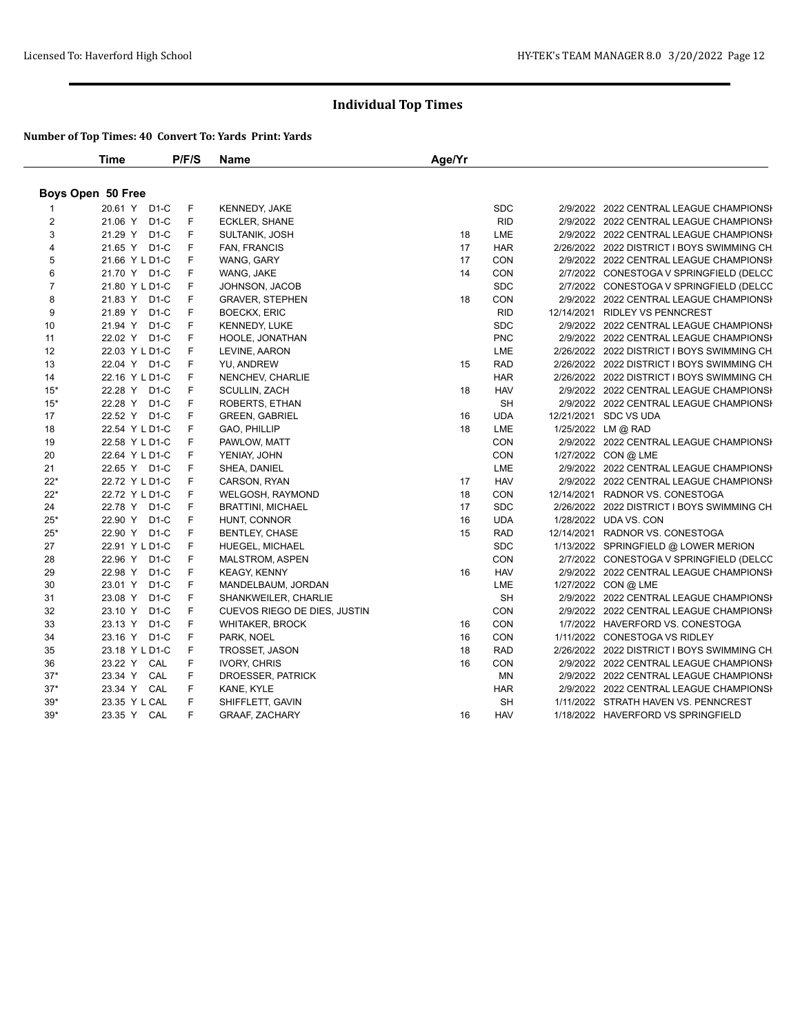## Individual Top Times

**Number of Top Times: 40 Convert To: Yards Print: Yards**

| | Time | P/F/S | Name | Age/Yr | | | |
|---|---|---|---|---|---|---|---|
| **Boys Open 50 Free** | | | | | | | |
| 1 | 20.61 Y D1-C | F | KENNEDY, JAKE | | SDC | 2/9/2022 | 2022 CENTRAL LEAGUE CHAMPIONSH |
| 2 | 21.06 Y D1-C | F | ECKLER, SHANE | | RID | 2/9/2022 | 2022 CENTRAL LEAGUE CHAMPIONSH |
| 3 | 21.29 Y D1-C | F | SULTANIK, JOSH | 18 | LME | 2/9/2022 | 2022 CENTRAL LEAGUE CHAMPIONSH |
| 4 | 21.65 Y D1-C | F | FAN, FRANCIS | 17 | HAR | 2/26/2022 | 2022 DISTRICT I BOYS SWIMMING CH |
| 5 | 21.66 Y L D1-C | F | WANG, GARY | 17 | CON | 2/9/2022 | 2022 CENTRAL LEAGUE CHAMPIONSH |
| 6 | 21.70 Y D1-C | F | WANG, JAKE | 14 | CON | 2/7/2022 | CONESTOGA V SPRINGFIELD (DELCO |
| 7 | 21.80 Y L D1-C | F | JOHNSON, JACOB | | SDC | 2/7/2022 | CONESTOGA V SPRINGFIELD (DELCO |
| 8 | 21.83 Y D1-C | F | GRAVER, STEPHEN | 18 | CON | 2/9/2022 | 2022 CENTRAL LEAGUE CHAMPIONSH |
| 9 | 21.89 Y D1-C | F | BOECKX, ERIC | | RID | 12/14/2021 | RIDLEY VS PENNCREST |
| 10 | 21.94 Y D1-C | F | KENNEDY, LUKE | | SDC | 2/9/2022 | 2022 CENTRAL LEAGUE CHAMPIONSH |
| 11 | 22.02 Y D1-C | F | HOOLE, JONATHAN | | PNC | 2/9/2022 | 2022 CENTRAL LEAGUE CHAMPIONSH |
| 12 | 22.03 Y L D1-C | F | LEVINE, AARON | | LME | 2/26/2022 | 2022 DISTRICT I BOYS SWIMMING CH |
| 13 | 22.04 Y D1-C | F | YU, ANDREW | 15 | RAD | 2/26/2022 | 2022 DISTRICT I BOYS SWIMMING CH |
| 14 | 22.16 Y L D1-C | F | NENCHEV, CHARLIE | | HAR | 2/26/2022 | 2022 DISTRICT I BOYS SWIMMING CH |
| 15* | 22.28 Y D1-C | F | SCULLIN, ZACH | 18 | HAV | 2/9/2022 | 2022 CENTRAL LEAGUE CHAMPIONSH |
| 15* | 22.28 Y D1-C | F | ROBERTS, ETHAN | | SH | 2/9/2022 | 2022 CENTRAL LEAGUE CHAMPIONSH |
| 17 | 22.52 Y D1-C | F | GREEN, GABRIEL | 16 | UDA | 12/21/2021 | SDC VS UDA |
| 18 | 22.54 Y L D1-C | F | GAO, PHILLIP | 18 | LME | 1/25/2022 | LM @ RAD |
| 19 | 22.58 Y L D1-C | F | PAWLOW, MATT | | CON | 2/9/2022 | 2022 CENTRAL LEAGUE CHAMPIONSH |
| 20 | 22.64 Y L D1-C | F | YENIAY, JOHN | | CON | 1/27/2022 | CON @ LME |
| 21 | 22.65 Y D1-C | F | SHEA, DANIEL | | LME | 2/9/2022 | 2022 CENTRAL LEAGUE CHAMPIONSH |
| 22* | 22.72 Y L D1-C | F | CARSON, RYAN | 17 | HAV | 2/9/2022 | 2022 CENTRAL LEAGUE CHAMPIONSH |
| 22* | 22.72 Y L D1-C | F | WELGOSH, RAYMOND | 18 | CON | 12/14/2021 | RADNOR VS. CONESTOGA |
| 24 | 22.78 Y D1-C | F | BRATTINI, MICHAEL | 17 | SDC | 2/26/2022 | 2022 DISTRICT I BOYS SWIMMING CH |
| 25* | 22.90 Y D1-C | F | HUNT, CONNOR | 16 | UDA | 1/28/2022 | UDA VS. CON |
| 25* | 22.90 Y D1-C | F | BENTLEY, CHASE | 15 | RAD | 12/14/2021 | RADNOR VS. CONESTOGA |
| 27 | 22.91 Y L D1-C | F | HUEGEL, MICHAEL | | SDC | 1/13/2022 | SPRINGFIELD @ LOWER MERION |
| 28 | 22.96 Y D1-C | F | MALSTROM, ASPEN | | CON | 2/7/2022 | CONESTOGA V SPRINGFIELD (DELCO |
| 29 | 22.98 Y D1-C | F | KEAGY, KENNY | 16 | HAV | 2/9/2022 | 2022 CENTRAL LEAGUE CHAMPIONSH |
| 30 | 23.01 Y D1-C | F | MANDELBAUM, JORDAN | | LME | 1/27/2022 | CON @ LME |
| 31 | 23.08 Y D1-C | F | SHANKWEILER, CHARLIE | | SH | 2/9/2022 | 2022 CENTRAL LEAGUE CHAMPIONSH |
| 32 | 23.10 Y D1-C | F | CUEVOS RIEGO DE DIES, JUSTIN | | CON | 2/9/2022 | 2022 CENTRAL LEAGUE CHAMPIONSH |
| 33 | 23.13 Y D1-C | F | WHITAKER, BROCK | 16 | CON | 1/7/2022 | HAVERFORD VS. CONESTOGA |
| 34 | 23.16 Y D1-C | F | PARK, NOEL | 16 | CON | 1/11/2022 | CONESTOGA VS RIDLEY |
| 35 | 23.18 Y L D1-C | F | TROSSET, JASON | 18 | RAD | 2/26/2022 | 2022 DISTRICT I BOYS SWIMMING CH |
| 36 | 23.22 Y CAL | F | IVORY, CHRIS | 16 | CON | 2/9/2022 | 2022 CENTRAL LEAGUE CHAMPIONSH |
| 37* | 23.34 Y CAL | F | DROESSER, PATRICK | | MN | 2/9/2022 | 2022 CENTRAL LEAGUE CHAMPIONSH |
| 37* | 23.34 Y CAL | F | KANE, KYLE | | HAR | 2/9/2022 | 2022 CENTRAL LEAGUE CHAMPIONSH |
| 39* | 23.35 Y L CAL | F | SHIFFLETT, GAVIN | | SH | 1/11/2022 | STRATH HAVEN VS. PENNCREST |
| 39* | 23.35 Y CAL | F | GRAAF, ZACHARY | 16 | HAV | 1/18/2022 | HAVERFORD VS SPRINGFIELD |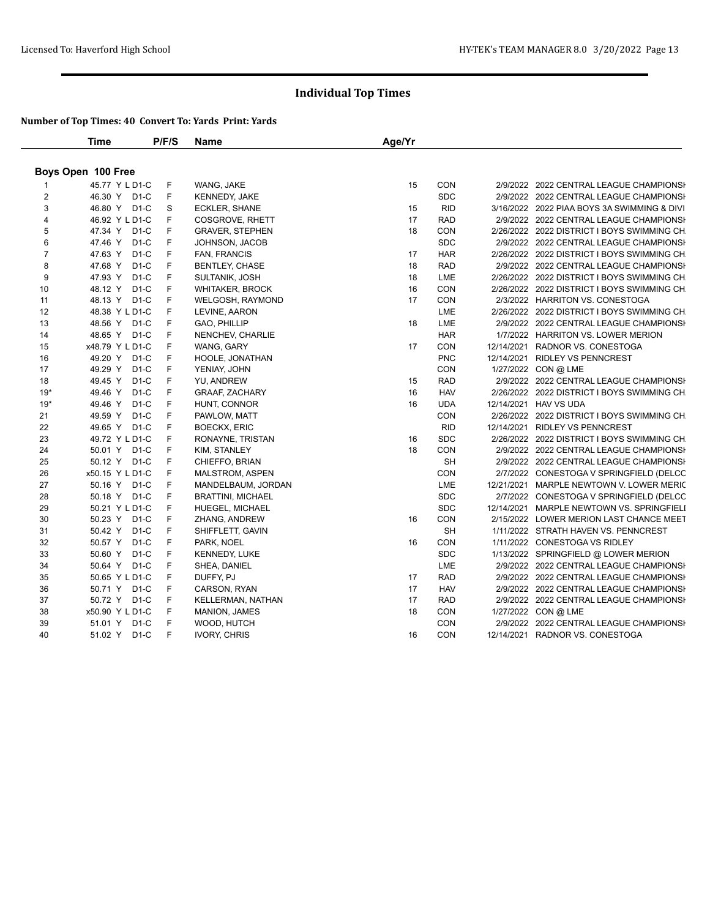# Individual Top Times

**Number of Top Times: 40 Convert To: Yards Print: Yards**

## Boys Open 100 Free

| | Time | P/F/S | Name | Age/Yr | | | |
|---|---|---|---|---|---|---|---|
| 1 | 45.77 Y L D1-C | F | WANG, JAKE | 15 | CON | 2/9/2022 | 2022 CENTRAL LEAGUE CHAMPIONSH |
| 2 | 46.30 Y D1-C | F | KENNEDY, JAKE | | SDC | 2/9/2022 | 2022 CENTRAL LEAGUE CHAMPIONSH |
| 3 | 46.80 Y D1-C | S | ECKLER, SHANE | 15 | RID | 3/16/2022 | 2022 PIAA BOYS 3A SWIMMING & DIVI |
| 4 | 46.92 Y L D1-C | F | COSGROVE, RHETT | 17 | RAD | 2/9/2022 | 2022 CENTRAL LEAGUE CHAMPIONSH |
| 5 | 47.34 Y D1-C | F | GRAVER, STEPHEN | 18 | CON | 2/26/2022 | 2022 DISTRICT I BOYS SWIMMING CH |
| 6 | 47.46 Y D1-C | F | JOHNSON, JACOB | | SDC | 2/9/2022 | 2022 CENTRAL LEAGUE CHAMPIONSH |
| 7 | 47.63 Y D1-C | F | FAN, FRANCIS | 17 | HAR | 2/26/2022 | 2022 DISTRICT I BOYS SWIMMING CH |
| 8 | 47.68 Y D1-C | F | BENTLEY, CHASE | 18 | RAD | 2/9/2022 | 2022 CENTRAL LEAGUE CHAMPIONSH |
| 9 | 47.93 Y D1-C | F | SULTANIK, JOSH | 18 | LME | 2/26/2022 | 2022 DISTRICT I BOYS SWIMMING CH |
| 10 | 48.12 Y D1-C | F | WHITAKER, BROCK | 16 | CON | 2/26/2022 | 2022 DISTRICT I BOYS SWIMMING CH |
| 11 | 48.13 Y D1-C | F | WELGOSH, RAYMOND | 17 | CON | 2/3/2022 | HARRITON VS. CONESTOGA |
| 12 | 48.38 Y L D1-C | F | LEVINE, AARON | | LME | 2/26/2022 | 2022 DISTRICT I BOYS SWIMMING CH |
| 13 | 48.56 Y D1-C | F | GAO, PHILLIP | 18 | LME | 2/9/2022 | 2022 CENTRAL LEAGUE CHAMPIONSH |
| 14 | 48.65 Y D1-C | F | NENCHEV, CHARLIE | | HAR | 1/7/2022 | HARRITON VS. LOWER MERION |
| 15 | x48.79 Y L D1-C | F | WANG, GARY | 17 | CON | 12/14/2021 | RADNOR VS. CONESTOGA |
| 16 | 49.20 Y D1-C | F | HOOLE, JONATHAN | | PNC | 12/14/2021 | RIDLEY VS PENNCREST |
| 17 | 49.29 Y D1-C | F | YENIAY, JOHN | | CON | 1/27/2022 | CON @ LME |
| 18 | 49.45 Y D1-C | F | YU, ANDREW | 15 | RAD | 2/9/2022 | 2022 CENTRAL LEAGUE CHAMPIONSH |
| 19* | 49.46 Y D1-C | F | GRAAF, ZACHARY | 16 | HAV | 2/26/2022 | 2022 DISTRICT I BOYS SWIMMING CH |
| 19* | 49.46 Y D1-C | F | HUNT, CONNOR | 16 | UDA | 12/14/2021 | HAV VS UDA |
| 21 | 49.59 Y D1-C | F | PAWLOW, MATT | | CON | 2/26/2022 | 2022 DISTRICT I BOYS SWIMMING CH |
| 22 | 49.65 Y D1-C | F | BOECKX, ERIC | | RID | 12/14/2021 | RIDLEY VS PENNCREST |
| 23 | 49.72 Y L D1-C | F | RONAYNE, TRISTAN | 16 | SDC | 2/26/2022 | 2022 DISTRICT I BOYS SWIMMING CH |
| 24 | 50.01 Y D1-C | F | KIM, STANLEY | 18 | CON | 2/9/2022 | 2022 CENTRAL LEAGUE CHAMPIONSH |
| 25 | 50.12 Y D1-C | F | CHIEFFO, BRIAN | | SH | 2/9/2022 | 2022 CENTRAL LEAGUE CHAMPIONSH |
| 26 | x50.15 Y L D1-C | F | MALSTROM, ASPEN | | CON | 2/7/2022 | CONESTOGA V SPRINGFIELD (DELCO |
| 27 | 50.16 Y D1-C | F | MANDELBAUM, JORDAN | | LME | 12/21/2021 | MARPLE NEWTOWN V. LOWER MERIC |
| 28 | 50.18 Y D1-C | F | BRATTINI, MICHAEL | | SDC | 2/7/2022 | CONESTOGA V SPRINGFIELD (DELCO |
| 29 | 50.21 Y L D1-C | F | HUEGEL, MICHAEL | | SDC | 12/14/2021 | MARPLE NEWTOWN VS. SPRINGFIELI |
| 30 | 50.23 Y D1-C | F | ZHANG, ANDREW | 16 | CON | 2/15/2022 | LOWER MERION LAST CHANCE MEET |
| 31 | 50.42 Y D1-C | F | SHIFFLETT, GAVIN | | SH | 1/11/2022 | STRATH HAVEN VS. PENNCREST |
| 32 | 50.57 Y D1-C | F | PARK, NOEL | 16 | CON | 1/11/2022 | CONESTOGA VS RIDLEY |
| 33 | 50.60 Y D1-C | F | KENNEDY, LUKE | | SDC | 1/13/2022 | SPRINGFIELD @ LOWER MERION |
| 34 | 50.64 Y D1-C | F | SHEA, DANIEL | | LME | 2/9/2022 | 2022 CENTRAL LEAGUE CHAMPIONSH |
| 35 | 50.65 Y L D1-C | F | DUFFY, PJ | 17 | RAD | 2/9/2022 | 2022 CENTRAL LEAGUE CHAMPIONSH |
| 36 | 50.71 Y D1-C | F | CARSON, RYAN | 17 | HAV | 2/9/2022 | 2022 CENTRAL LEAGUE CHAMPIONSH |
| 37 | 50.72 Y D1-C | F | KELLERMAN, NATHAN | 17 | RAD | 2/9/2022 | 2022 CENTRAL LEAGUE CHAMPIONSH |
| 38 | x50.90 Y L D1-C | F | MANION, JAMES | 18 | CON | 1/27/2022 | CON @ LME |
| 39 | 51.01 Y D1-C | F | WOOD, HUTCH | | CON | 2/9/2022 | 2022 CENTRAL LEAGUE CHAMPIONSH |
| 40 | 51.02 Y D1-C | F | IVORY, CHRIS | 16 | CON | 12/14/2021 | RADNOR VS. CONESTOGA |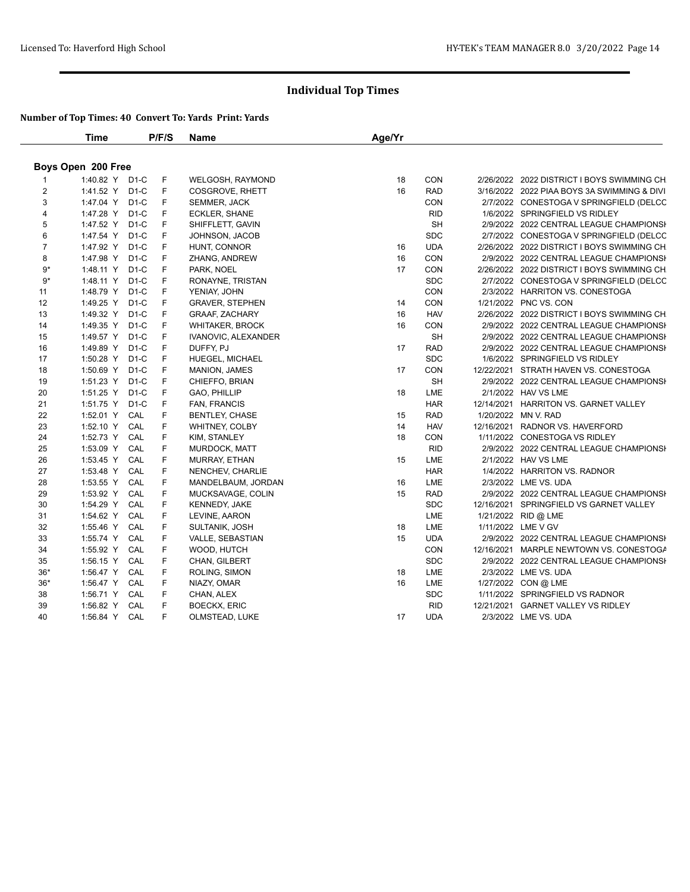# Individual Top Times

**Number of Top Times: 40 Convert To: Yards Print: Yards**

## Boys Open 200 Free

| | Time | | P/F/S | Name | Age/Yr | | | |
|---|---|---|---|---|---|---|---|---|
| 1 | 1:40.82 Y | D1-C | F | WELGOSH, RAYMOND | 18 | CON | 2/26/2022 | 2022 DISTRICT I BOYS SWIMMING CH |
| 2 | 1:41.52 Y | D1-C | F | COSGROVE, RHETT | 16 | RAD | 3/16/2022 | 2022 PIAA BOYS 3A SWIMMING & DIVI |
| 3 | 1:47.04 Y | D1-C | F | SEMMER, JACK | | CON | 2/7/2022 | CONESTOGA V SPRINGFIELD (DELCC |
| 4 | 1:47.28 Y | D1-C | F | ECKLER, SHANE | | RID | 1/6/2022 | SPRINGFIELD VS RIDLEY |
| 5 | 1:47.52 Y | D1-C | F | SHIFFLETT, GAVIN | | SH | 2/9/2022 | 2022 CENTRAL LEAGUE CHAMPIONSH |
| 6 | 1:47.54 Y | D1-C | F | JOHNSON, JACOB | | SDC | 2/7/2022 | CONESTOGA V SPRINGFIELD (DELCC |
| 7 | 1:47.92 Y | D1-C | F | HUNT, CONNOR | 16 | UDA | 2/26/2022 | 2022 DISTRICT I BOYS SWIMMING CH |
| 8 | 1:47.98 Y | D1-C | F | ZHANG, ANDREW | 16 | CON | 2/9/2022 | 2022 CENTRAL LEAGUE CHAMPIONSH |
| 9* | 1:48.11 Y | D1-C | F | PARK, NOEL | 17 | CON | 2/26/2022 | 2022 DISTRICT I BOYS SWIMMING CH |
| 9* | 1:48.11 Y | D1-C | F | RONAYNE, TRISTAN | | SDC | 2/7/2022 | CONESTOGA V SPRINGFIELD (DELCC |
| 11 | 1:48.79 Y | D1-C | F | YENIAY, JOHN | | CON | 2/3/2022 | HARRITON VS. CONESTOGA |
| 12 | 1:49.25 Y | D1-C | F | GRAVER, STEPHEN | 14 | CON | 1/21/2022 | PNC VS. CON |
| 13 | 1:49.32 Y | D1-C | F | GRAAF, ZACHARY | 16 | HAV | 2/26/2022 | 2022 DISTRICT I BOYS SWIMMING CH |
| 14 | 1:49.35 Y | D1-C | F | WHITAKER, BROCK | 16 | CON | 2/9/2022 | 2022 CENTRAL LEAGUE CHAMPIONSH |
| 15 | 1:49.57 Y | D1-C | F | IVANOVIC, ALEXANDER | | SH | 2/9/2022 | 2022 CENTRAL LEAGUE CHAMPIONSH |
| 16 | 1:49.89 Y | D1-C | F | DUFFY, PJ | 17 | RAD | 2/9/2022 | 2022 CENTRAL LEAGUE CHAMPIONSH |
| 17 | 1:50.28 Y | D1-C | F | HUEGEL, MICHAEL | | SDC | 1/6/2022 | SPRINGFIELD VS RIDLEY |
| 18 | 1:50.69 Y | D1-C | F | MANION, JAMES | 17 | CON | 12/22/2021 | STRATH HAVEN VS. CONESTOGA |
| 19 | 1:51.23 Y | D1-C | F | CHIEFFO, BRIAN | | SH | 2/9/2022 | 2022 CENTRAL LEAGUE CHAMPIONSH |
| 20 | 1:51.25 Y | D1-C | F | GAO, PHILLIP | 18 | LME | 2/1/2022 | HAV VS LME |
| 21 | 1:51.75 Y | D1-C | F | FAN, FRANCIS | | HAR | 12/14/2021 | HARRITON VS. GARNET VALLEY |
| 22 | 1:52.01 Y | CAL | F | BENTLEY, CHASE | 15 | RAD | 1/20/2022 | MN V. RAD |
| 23 | 1:52.10 Y | CAL | F | WHITNEY, COLBY | 14 | HAV | 12/16/2021 | RADNOR VS. HAVERFORD |
| 24 | 1:52.73 Y | CAL | F | KIM, STANLEY | 18 | CON | 1/11/2022 | CONESTOGA VS RIDLEY |
| 25 | 1:53.09 Y | CAL | F | MURDOCK, MATT | | RID | 2/9/2022 | 2022 CENTRAL LEAGUE CHAMPIONSH |
| 26 | 1:53.45 Y | CAL | F | MURRAY, ETHAN | 15 | LME | 2/1/2022 | HAV VS LME |
| 27 | 1:53.48 Y | CAL | F | NENCHEV, CHARLIE | | HAR | 1/4/2022 | HARRITON VS. RADNOR |
| 28 | 1:53.55 Y | CAL | F | MANDELBAUM, JORDAN | 16 | LME | 2/3/2022 | LME VS. UDA |
| 29 | 1:53.92 Y | CAL | F | MUCKSAVAGE, COLIN | 15 | RAD | 2/9/2022 | 2022 CENTRAL LEAGUE CHAMPIONSH |
| 30 | 1:54.29 Y | CAL | F | KENNEDY, JAKE | | SDC | 12/16/2021 | SPRINGFIELD VS GARNET VALLEY |
| 31 | 1:54.62 Y | CAL | F | LEVINE, AARON | | LME | 1/21/2022 | RID @ LME |
| 32 | 1:55.46 Y | CAL | F | SULTANIK, JOSH | 18 | LME | 1/11/2022 | LME V GV |
| 33 | 1:55.74 Y | CAL | F | VALLE, SEBASTIAN | 15 | UDA | 2/9/2022 | 2022 CENTRAL LEAGUE CHAMPIONSH |
| 34 | 1:55.92 Y | CAL | F | WOOD, HUTCH | | CON | 12/16/2021 | MARPLE NEWTOWN VS. CONESTOGA |
| 35 | 1:56.15 Y | CAL | F | CHAN, GILBERT | | SDC | 2/9/2022 | 2022 CENTRAL LEAGUE CHAMPIONSH |
| 36* | 1:56.47 Y | CAL | F | ROLING, SIMON | 18 | LME | 2/3/2022 | LME VS. UDA |
| 36* | 1:56.47 Y | CAL | F | NIAZY, OMAR | 16 | LME | 1/27/2022 | CON @ LME |
| 38 | 1:56.71 Y | CAL | F | CHAN, ALEX | | SDC | 1/11/2022 | SPRINGFIELD VS RADNOR |
| 39 | 1:56.82 Y | CAL | F | BOECKX, ERIC | | RID | 12/21/2021 | GARNET VALLEY VS RIDLEY |
| 40 | 1:56.84 Y | CAL | F | OLMSTEAD, LUKE | 17 | UDA | 2/3/2022 | LME VS. UDA |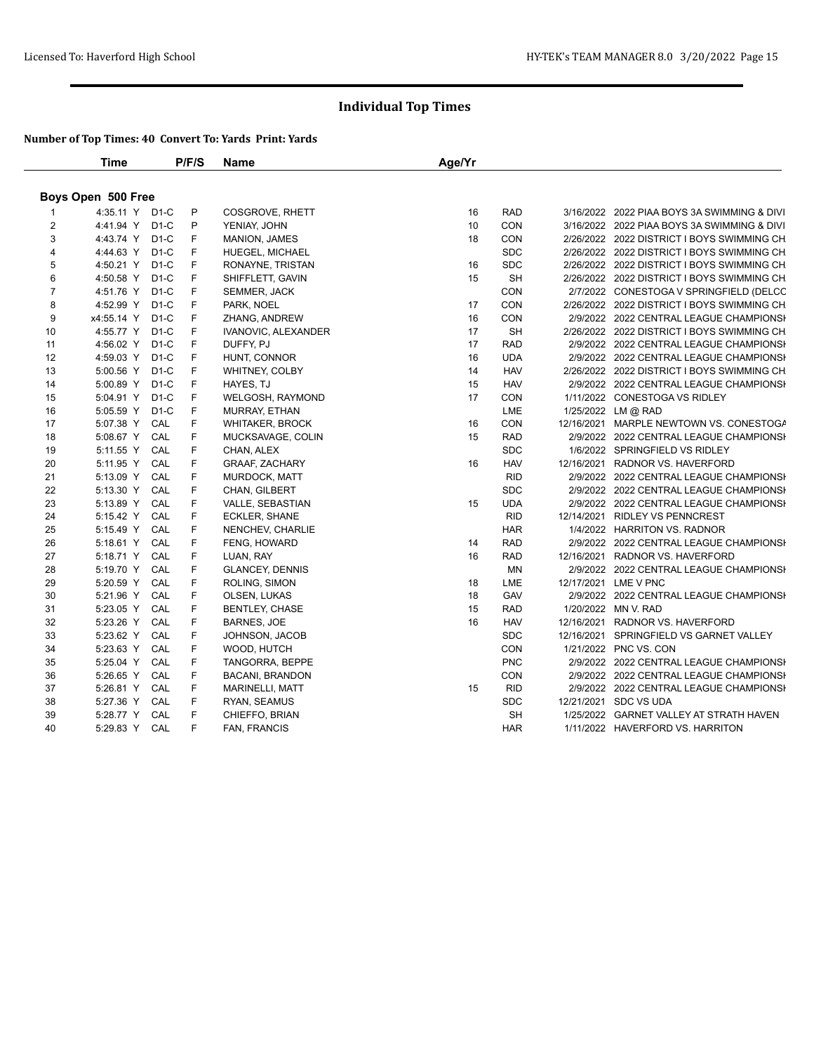# Individual Top Times

**Number of Top Times: 40 Convert To: Yards Print: Yards**

## Boys Open 500 Free

| | Time | | P/F/S | Name | Age/Yr | | | |
|---|---|---|---|---|---|---|---|---|
| 1 | 4:35.11 Y | D1-C | P | COSGROVE, RHETT | 16 | RAD | 3/16/2022 | 2022 PIAA BOYS 3A SWIMMING & DIVI |
| 2 | 4:41.94 Y | D1-C | P | YENIAY, JOHN | 10 | CON | 3/16/2022 | 2022 PIAA BOYS 3A SWIMMING & DIVI |
| 3 | 4:43.74 Y | D1-C | F | MANION, JAMES | 18 | CON | 2/26/2022 | 2022 DISTRICT I BOYS SWIMMING CH |
| 4 | 4:44.63 Y | D1-C | F | HUEGEL, MICHAEL | | SDC | 2/26/2022 | 2022 DISTRICT I BOYS SWIMMING CH |
| 5 | 4:50.21 Y | D1-C | F | RONAYNE, TRISTAN | 16 | SDC | 2/26/2022 | 2022 DISTRICT I BOYS SWIMMING CH |
| 6 | 4:50.58 Y | D1-C | F | SHIFFLETT, GAVIN | 15 | SH | 2/26/2022 | 2022 DISTRICT I BOYS SWIMMING CH |
| 7 | 4:51.76 Y | D1-C | F | SEMMER, JACK | | CON | 2/7/2022 | CONESTOGA V SPRINGFIELD (DELCC |
| 8 | 4:52.99 Y | D1-C | F | PARK, NOEL | 17 | CON | 2/26/2022 | 2022 DISTRICT I BOYS SWIMMING CH |
| 9 | x4:55.14 Y | D1-C | F | ZHANG, ANDREW | 16 | CON | 2/9/2022 | 2022 CENTRAL LEAGUE CHAMPIONSH |
| 10 | 4:55.77 Y | D1-C | F | IVANOVIC, ALEXANDER | 17 | SH | 2/26/2022 | 2022 DISTRICT I BOYS SWIMMING CH |
| 11 | 4:56.02 Y | D1-C | F | DUFFY, PJ | 17 | RAD | 2/9/2022 | 2022 CENTRAL LEAGUE CHAMPIONSH |
| 12 | 4:59.03 Y | D1-C | F | HUNT, CONNOR | 16 | UDA | 2/9/2022 | 2022 CENTRAL LEAGUE CHAMPIONSH |
| 13 | 5:00.56 Y | D1-C | F | WHITNEY, COLBY | 14 | HAV | 2/26/2022 | 2022 DISTRICT I BOYS SWIMMING CH |
| 14 | 5:00.89 Y | D1-C | F | HAYES, TJ | 15 | HAV | 2/9/2022 | 2022 CENTRAL LEAGUE CHAMPIONSH |
| 15 | 5:04.91 Y | D1-C | F | WELGOSH, RAYMOND | 17 | CON | 1/11/2022 | CONESTOGA VS RIDLEY |
| 16 | 5:05.59 Y | D1-C | F | MURRAY, ETHAN | | LME | 1/25/2022 | LM @ RAD |
| 17 | 5:07.38 Y | CAL | F | WHITAKER, BROCK | 16 | CON | 12/16/2021 | MARPLE NEWTOWN VS. CONESTOGA |
| 18 | 5:08.67 Y | CAL | F | MUCKSAVAGE, COLIN | 15 | RAD | 2/9/2022 | 2022 CENTRAL LEAGUE CHAMPIONSH |
| 19 | 5:11.55 Y | CAL | F | CHAN, ALEX | | SDC | 1/6/2022 | SPRINGFIELD VS RIDLEY |
| 20 | 5:11.95 Y | CAL | F | GRAAF, ZACHARY | 16 | HAV | 12/16/2021 | RADNOR VS. HAVERFORD |
| 21 | 5:13.09 Y | CAL | F | MURDOCK, MATT | | RID | 2/9/2022 | 2022 CENTRAL LEAGUE CHAMPIONSH |
| 22 | 5:13.30 Y | CAL | F | CHAN, GILBERT | | SDC | 2/9/2022 | 2022 CENTRAL LEAGUE CHAMPIONSH |
| 23 | 5:13.89 Y | CAL | F | VALLE, SEBASTIAN | 15 | UDA | 2/9/2022 | 2022 CENTRAL LEAGUE CHAMPIONSH |
| 24 | 5:15.42 Y | CAL | F | ECKLER, SHANE | | RID | 12/14/2021 | RIDLEY VS PENNCREST |
| 25 | 5:15.49 Y | CAL | F | NENCHEV, CHARLIE | | HAR | 1/4/2022 | HARRITON VS. RADNOR |
| 26 | 5:18.61 Y | CAL | F | FENG, HOWARD | 14 | RAD | 2/9/2022 | 2022 CENTRAL LEAGUE CHAMPIONSH |
| 27 | 5:18.71 Y | CAL | F | LUAN, RAY | 16 | RAD | 12/16/2021 | RADNOR VS. HAVERFORD |
| 28 | 5:19.70 Y | CAL | F | GLANCEY, DENNIS | | MN | 2/9/2022 | 2022 CENTRAL LEAGUE CHAMPIONSH |
| 29 | 5:20.59 Y | CAL | F | ROLING, SIMON | 18 | LME | 12/17/2021 | LME V PNC |
| 30 | 5:21.96 Y | CAL | F | OLSEN, LUKAS | 18 | GAV | 2/9/2022 | 2022 CENTRAL LEAGUE CHAMPIONSH |
| 31 | 5:23.05 Y | CAL | F | BENTLEY, CHASE | 15 | RAD | 1/20/2022 | MN V. RAD |
| 32 | 5:23.26 Y | CAL | F | BARNES, JOE | 16 | HAV | 12/16/2021 | RADNOR VS. HAVERFORD |
| 33 | 5:23.62 Y | CAL | F | JOHNSON, JACOB | | SDC | 12/16/2021 | SPRINGFIELD VS GARNET VALLEY |
| 34 | 5:23.63 Y | CAL | F | WOOD, HUTCH | | CON | 1/21/2022 | PNC VS. CON |
| 35 | 5:25.04 Y | CAL | F | TANGORRA, BEPPE | | PNC | 2/9/2022 | 2022 CENTRAL LEAGUE CHAMPIONSH |
| 36 | 5:26.65 Y | CAL | F | BACANI, BRANDON | | CON | 2/9/2022 | 2022 CENTRAL LEAGUE CHAMPIONSH |
| 37 | 5:26.81 Y | CAL | F | MARINELLI, MATT | 15 | RID | 2/9/2022 | 2022 CENTRAL LEAGUE CHAMPIONSH |
| 38 | 5:27.36 Y | CAL | F | RYAN, SEAMUS | | SDC | 12/21/2021 | SDC VS UDA |
| 39 | 5:28.77 Y | CAL | F | CHIEFFO, BRIAN | | SH | 1/25/2022 | GARNET VALLEY AT STRATH HAVEN |
| 40 | 5:29.83 Y | CAL | F | FAN, FRANCIS | | HAR | 1/11/2022 | HAVERFORD VS. HARRITON |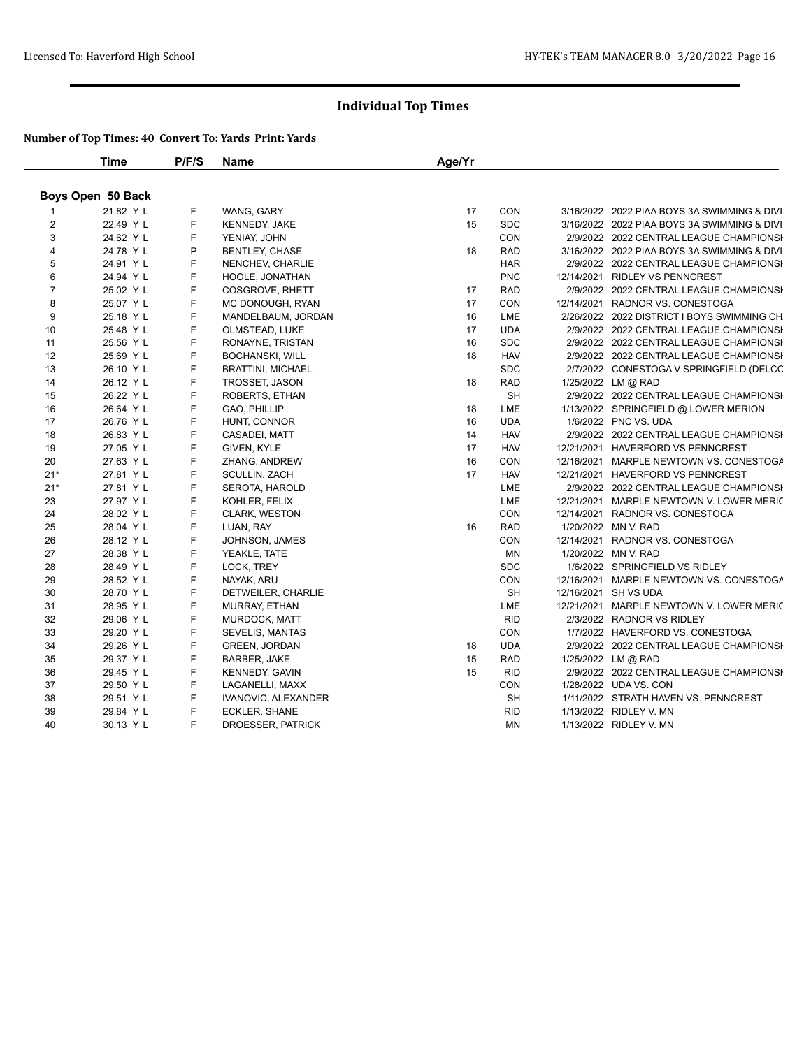## Individual Top Times

**Number of Top Times: 40 Convert To: Yards Print: Yards**

| | Time | P/F/S | Name | Age/Yr | | | |
|---|---|---|---|---|---|---|---|
| **Boys Open 50 Back** | | | | | | | |
| 1 | 21.82 Y L | F | WANG, GARY | 17 | CON | 3/16/2022 | 2022 PIAA BOYS 3A SWIMMING & DIVI |
| 2 | 22.49 Y L | F | KENNEDY, JAKE | 15 | SDC | 3/16/2022 | 2022 PIAA BOYS 3A SWIMMING & DIVI |
| 3 | 24.62 Y L | F | YENIAY, JOHN | | CON | 2/9/2022 | 2022 CENTRAL LEAGUE CHAMPIONSH |
| 4 | 24.78 Y L | P | BENTLEY, CHASE | 18 | RAD | 3/16/2022 | 2022 PIAA BOYS 3A SWIMMING & DIVI |
| 5 | 24.91 Y L | F | NENCHEV, CHARLIE | | HAR | 2/9/2022 | 2022 CENTRAL LEAGUE CHAMPIONSH |
| 6 | 24.94 Y L | F | HOOLE, JONATHAN | | PNC | 12/14/2021 | RIDLEY VS PENNCREST |
| 7 | 25.02 Y L | F | COSGROVE, RHETT | 17 | RAD | 2/9/2022 | 2022 CENTRAL LEAGUE CHAMPIONSH |
| 8 | 25.07 Y L | F | MC DONOUGH, RYAN | 17 | CON | 12/14/2021 | RADNOR VS. CONESTOGA |
| 9 | 25.18 Y L | F | MANDELBAUM, JORDAN | 16 | LME | 2/26/2022 | 2022 DISTRICT I BOYS SWIMMING CH |
| 10 | 25.48 Y L | F | OLMSTEAD, LUKE | 17 | UDA | 2/9/2022 | 2022 CENTRAL LEAGUE CHAMPIONSH |
| 11 | 25.56 Y L | F | RONAYNE, TRISTAN | 16 | SDC | 2/9/2022 | 2022 CENTRAL LEAGUE CHAMPIONSH |
| 12 | 25.69 Y L | F | BOCHANSKI, WILL | 18 | HAV | 2/9/2022 | 2022 CENTRAL LEAGUE CHAMPIONSH |
| 13 | 26.10 Y L | F | BRATTINI, MICHAEL | | SDC | 2/7/2022 | CONESTOGA V SPRINGFIELD (DELCO |
| 14 | 26.12 Y L | F | TROSSET, JASON | 18 | RAD | 1/25/2022 | LM @ RAD |
| 15 | 26.22 Y L | F | ROBERTS, ETHAN | | SH | 2/9/2022 | 2022 CENTRAL LEAGUE CHAMPIONSH |
| 16 | 26.64 Y L | F | GAO, PHILLIP | 18 | LME | 1/13/2022 | SPRINGFIELD @ LOWER MERION |
| 17 | 26.76 Y L | F | HUNT, CONNOR | 16 | UDA | 1/6/2022 | PNC VS. UDA |
| 18 | 26.83 Y L | F | CASADEI, MATT | 14 | HAV | 2/9/2022 | 2022 CENTRAL LEAGUE CHAMPIONSH |
| 19 | 27.05 Y L | F | GIVEN, KYLE | 17 | HAV | 12/21/2021 | HAVERFORD VS PENNCREST |
| 20 | 27.63 Y L | F | ZHANG, ANDREW | 16 | CON | 12/16/2021 | MARPLE NEWTOWN VS. CONESTOGA |
| 21* | 27.81 Y L | F | SCULLIN, ZACH | 17 | HAV | 12/21/2021 | HAVERFORD VS PENNCREST |
| 21* | 27.81 Y L | F | SEROTA, HAROLD | | LME | 2/9/2022 | 2022 CENTRAL LEAGUE CHAMPIONSH |
| 23 | 27.97 Y L | F | KOHLER, FELIX | | LME | 12/21/2021 | MARPLE NEWTOWN V. LOWER MERIO |
| 24 | 28.02 Y L | F | CLARK, WESTON | | CON | 12/14/2021 | RADNOR VS. CONESTOGA |
| 25 | 28.04 Y L | F | LUAN, RAY | 16 | RAD | 1/20/2022 | MN V. RAD |
| 26 | 28.12 Y L | F | JOHNSON, JAMES | | CON | 12/14/2021 | RADNOR VS. CONESTOGA |
| 27 | 28.38 Y L | F | YEAKLE, TATE | | MN | 1/20/2022 | MN V. RAD |
| 28 | 28.49 Y L | F | LOCK, TREY | | SDC | 1/6/2022 | SPRINGFIELD VS RIDLEY |
| 29 | 28.52 Y L | F | NAYAK, ARU | | CON | 12/16/2021 | MARPLE NEWTOWN VS. CONESTOGA |
| 30 | 28.70 Y L | F | DETWEILER, CHARLIE | | SH | 12/16/2021 | SH VS UDA |
| 31 | 28.95 Y L | F | MURRAY, ETHAN | | LME | 12/21/2021 | MARPLE NEWTOWN V. LOWER MERIO |
| 32 | 29.06 Y L | F | MURDOCK, MATT | | RID | 2/3/2022 | RADNOR VS RIDLEY |
| 33 | 29.20 Y L | F | SEVELIS, MANTAS | | CON | 1/7/2022 | HAVERFORD VS. CONESTOGA |
| 34 | 29.26 Y L | F | GREEN, JORDAN | 18 | UDA | 2/9/2022 | 2022 CENTRAL LEAGUE CHAMPIONSH |
| 35 | 29.37 Y L | F | BARBER, JAKE | 15 | RAD | 1/25/2022 | LM @ RAD |
| 36 | 29.45 Y L | F | KENNEDY, GAVIN | 15 | RID | 2/9/2022 | 2022 CENTRAL LEAGUE CHAMPIONSH |
| 37 | 29.50 Y L | F | LAGANELLI, MAXX | | CON | 1/28/2022 | UDA VS. CON |
| 38 | 29.51 Y L | F | IVANOVIC, ALEXANDER | | SH | 1/11/2022 | STRATH HAVEN VS. PENNCREST |
| 39 | 29.84 Y L | F | ECKLER, SHANE | | RID | 1/13/2022 | RIDLEY V. MN |
| 40 | 30.13 Y L | F | DROESSER, PATRICK | | MN | 1/13/2022 | RIDLEY V. MN |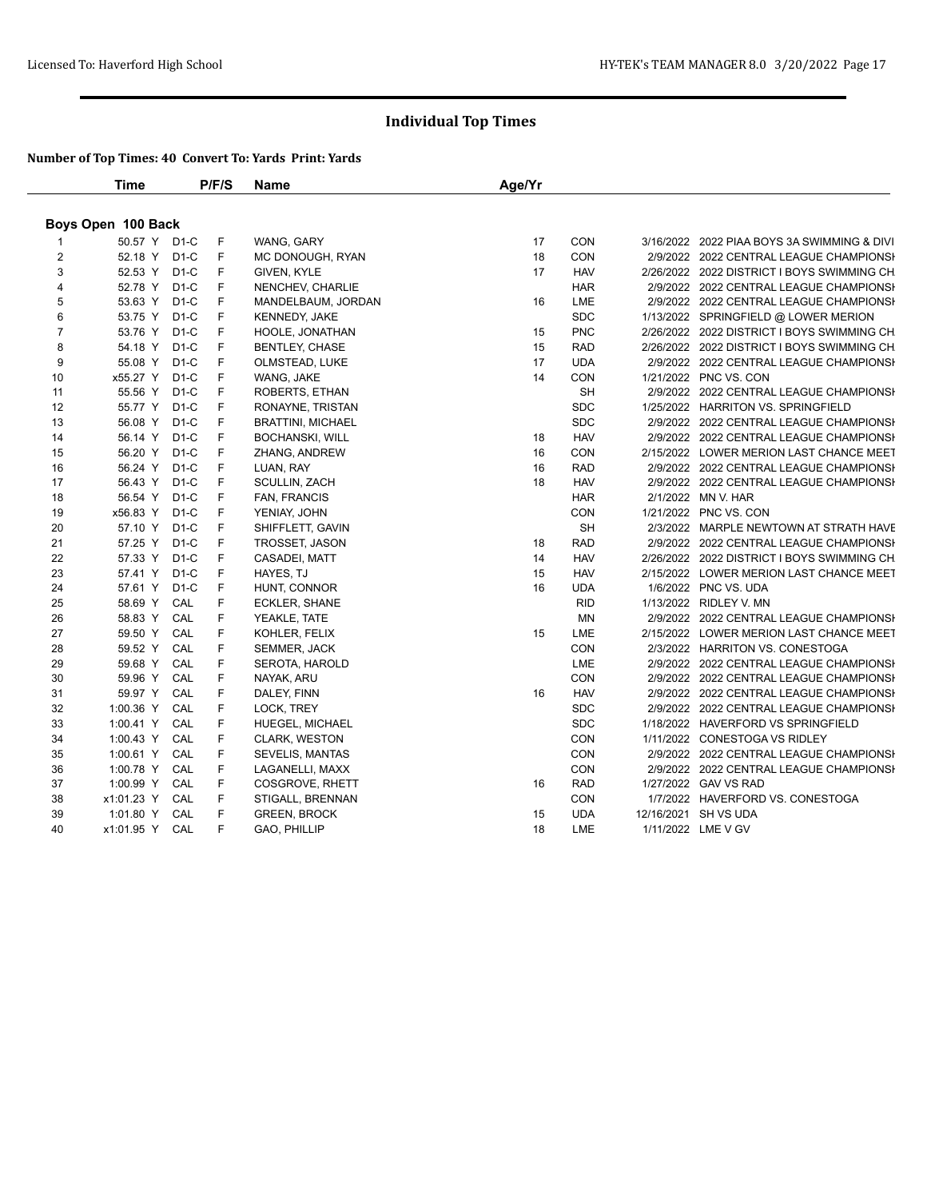# Individual Top Times

**Number of Top Times: 40 Convert To: Yards Print: Yards**

## Boys Open 100 Back

| | Time | | P/F/S | Name | Age/Yr | | | |
|---|---|---|---|---|---|---|---|---|
| 1 | 50.57 Y | D1-C | F | WANG, GARY | 17 | CON | 3/16/2022 | 2022 PIAA BOYS 3A SWIMMING & DIVI |
| 2 | 52.18 Y | D1-C | F | MC DONOUGH, RYAN | 18 | CON | 2/9/2022 | 2022 CENTRAL LEAGUE CHAMPIONSH |
| 3 | 52.53 Y | D1-C | F | GIVEN, KYLE | 17 | HAV | 2/26/2022 | 2022 DISTRICT I BOYS SWIMMING CH |
| 4 | 52.78 Y | D1-C | F | NENCHEV, CHARLIE | | HAR | 2/9/2022 | 2022 CENTRAL LEAGUE CHAMPIONSH |
| 5 | 53.63 Y | D1-C | F | MANDELBAUM, JORDAN | 16 | LME | 2/9/2022 | 2022 CENTRAL LEAGUE CHAMPIONSH |
| 6 | 53.75 Y | D1-C | F | KENNEDY, JAKE | | SDC | 1/13/2022 | SPRINGFIELD @ LOWER MERION |
| 7 | 53.76 Y | D1-C | F | HOOLE, JONATHAN | 15 | PNC | 2/26/2022 | 2022 DISTRICT I BOYS SWIMMING CH |
| 8 | 54.18 Y | D1-C | F | BENTLEY, CHASE | 15 | RAD | 2/26/2022 | 2022 DISTRICT I BOYS SWIMMING CH |
| 9 | 55.08 Y | D1-C | F | OLMSTEAD, LUKE | 17 | UDA | 2/9/2022 | 2022 CENTRAL LEAGUE CHAMPIONSH |
| 10 | x55.27 Y | D1-C | F | WANG, JAKE | 14 | CON | 1/21/2022 | PNC VS. CON |
| 11 | 55.56 Y | D1-C | F | ROBERTS, ETHAN | | SH | 2/9/2022 | 2022 CENTRAL LEAGUE CHAMPIONSH |
| 12 | 55.77 Y | D1-C | F | RONAYNE, TRISTAN | | SDC | 1/25/2022 | HARRITON VS. SPRINGFIELD |
| 13 | 56.08 Y | D1-C | F | BRATTINI, MICHAEL | | SDC | 2/9/2022 | 2022 CENTRAL LEAGUE CHAMPIONSH |
| 14 | 56.14 Y | D1-C | F | BOCHANSKI, WILL | 18 | HAV | 2/9/2022 | 2022 CENTRAL LEAGUE CHAMPIONSH |
| 15 | 56.20 Y | D1-C | F | ZHANG, ANDREW | 16 | CON | 2/15/2022 | LOWER MERION LAST CHANCE MEET |
| 16 | 56.24 Y | D1-C | F | LUAN, RAY | 16 | RAD | 2/9/2022 | 2022 CENTRAL LEAGUE CHAMPIONSH |
| 17 | 56.43 Y | D1-C | F | SCULLIN, ZACH | 18 | HAV | 2/9/2022 | 2022 CENTRAL LEAGUE CHAMPIONSH |
| 18 | 56.54 Y | D1-C | F | FAN, FRANCIS | | HAR | 2/1/2022 | MN V. HAR |
| 19 | x56.83 Y | D1-C | F | YENIAY, JOHN | | CON | 1/21/2022 | PNC VS. CON |
| 20 | 57.10 Y | D1-C | F | SHIFFLETT, GAVIN | | SH | 2/3/2022 | MARPLE NEWTOWN AT STRATH HAVE |
| 21 | 57.25 Y | D1-C | F | TROSSET, JASON | 18 | RAD | 2/9/2022 | 2022 CENTRAL LEAGUE CHAMPIONSH |
| 22 | 57.33 Y | D1-C | F | CASADEI, MATT | 14 | HAV | 2/26/2022 | 2022 DISTRICT I BOYS SWIMMING CH |
| 23 | 57.41 Y | D1-C | F | HAYES, TJ | 15 | HAV | 2/15/2022 | LOWER MERION LAST CHANCE MEET |
| 24 | 57.61 Y | D1-C | F | HUNT, CONNOR | 16 | UDA | 1/6/2022 | PNC VS. UDA |
| 25 | 58.69 Y | CAL | F | ECKLER, SHANE | | RID | 1/13/2022 | RIDLEY V. MN |
| 26 | 58.83 Y | CAL | F | YEAKLE, TATE | | MN | 2/9/2022 | 2022 CENTRAL LEAGUE CHAMPIONSH |
| 27 | 59.50 Y | CAL | F | KOHLER, FELIX | 15 | LME | 2/15/2022 | LOWER MERION LAST CHANCE MEET |
| 28 | 59.52 Y | CAL | F | SEMMER, JACK | | CON | 2/3/2022 | HARRITON VS. CONESTOGA |
| 29 | 59.68 Y | CAL | F | SEROTA, HAROLD | | LME | 2/9/2022 | 2022 CENTRAL LEAGUE CHAMPIONSH |
| 30 | 59.96 Y | CAL | F | NAYAK, ARU | | CON | 2/9/2022 | 2022 CENTRAL LEAGUE CHAMPIONSH |
| 31 | 59.97 Y | CAL | F | DALEY, FINN | 16 | HAV | 2/9/2022 | 2022 CENTRAL LEAGUE CHAMPIONSH |
| 32 | 1:00.36 Y | CAL | F | LOCK, TREY | | SDC | 2/9/2022 | 2022 CENTRAL LEAGUE CHAMPIONSH |
| 33 | 1:00.41 Y | CAL | F | HUEGEL, MICHAEL | | SDC | 1/18/2022 | HAVERFORD VS SPRINGFIELD |
| 34 | 1:00.43 Y | CAL | F | CLARK, WESTON | | CON | 1/11/2022 | CONESTOGA VS RIDLEY |
| 35 | 1:00.61 Y | CAL | F | SEVELIS, MANTAS | | CON | 2/9/2022 | 2022 CENTRAL LEAGUE CHAMPIONSH |
| 36 | 1:00.78 Y | CAL | F | LAGANELLI, MAXX | | CON | 2/9/2022 | 2022 CENTRAL LEAGUE CHAMPIONSH |
| 37 | 1:00.99 Y | CAL | F | COSGROVE, RHETT | 16 | RAD | 1/27/2022 | GAV VS RAD |
| 38 | x1:01.23 Y | CAL | F | STIGALL, BRENNAN | | CON | 1/7/2022 | HAVERFORD VS. CONESTOGA |
| 39 | 1:01.80 Y | CAL | F | GREEN, BROCK | 15 | UDA | 12/16/2021 | SH VS UDA |
| 40 | x1:01.95 Y | CAL | F | GAO, PHILLIP | 18 | LME | 1/11/2022 | LME V GV |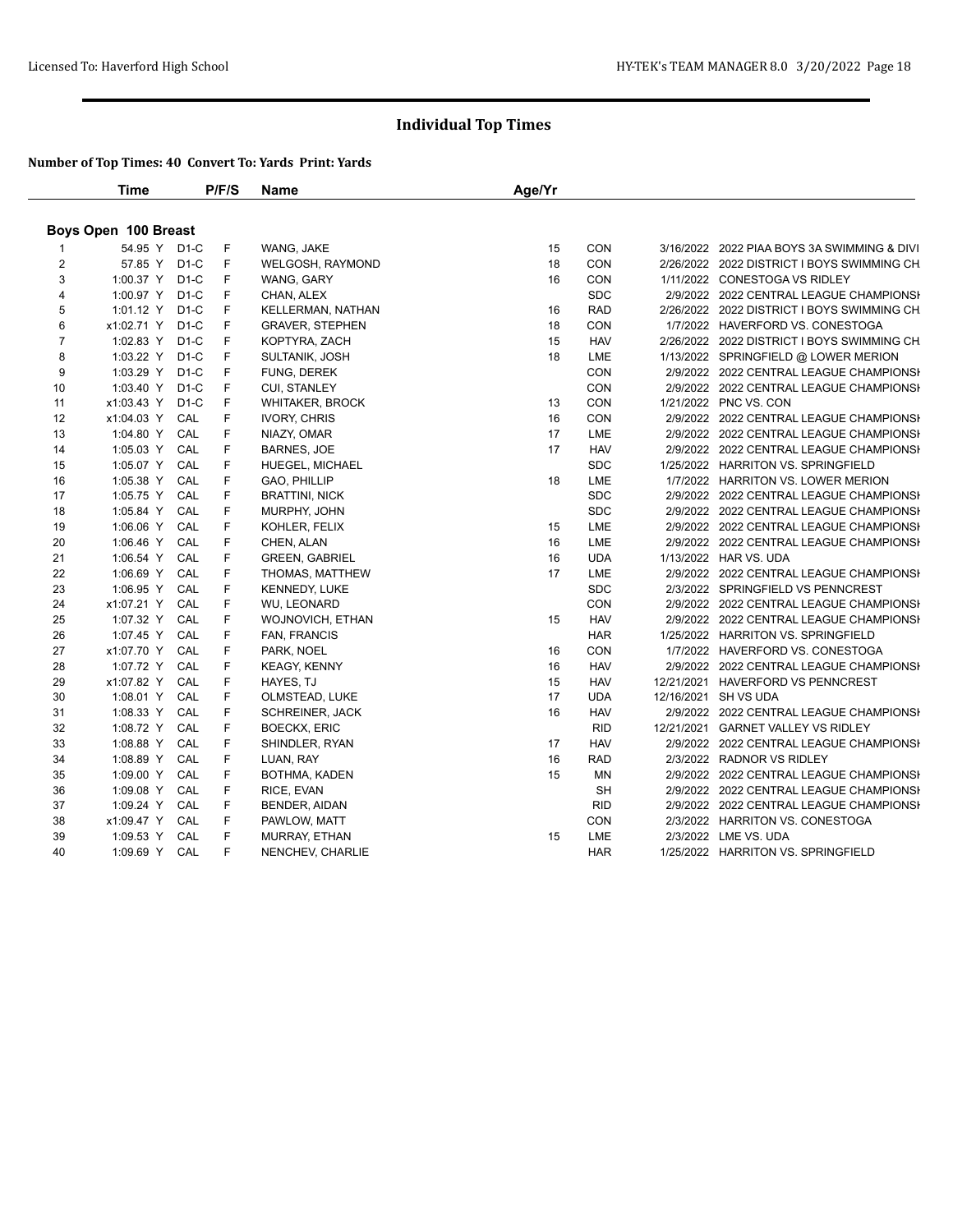# Individual Top Times

**Number of Top Times: 40 Convert To: Yards Print: Yards**

## Boys Open 100 Breast

| | Time | | P/F/S | Name | Age/Yr | | | |
|---|---|---|---|---|---|---|---|---|
| 1 | 54.95 Y | D1-C | F | WANG, JAKE | 15 | CON | 3/16/2022 | 2022 PIAA BOYS 3A SWIMMING & DIVI |
| 2 | 57.85 Y | D1-C | F | WELGOSH, RAYMOND | 18 | CON | 2/26/2022 | 2022 DISTRICT I BOYS SWIMMING CH |
| 3 | 1:00.37 Y | D1-C | F | WANG, GARY | 16 | CON | 1/11/2022 | CONESTOGA VS RIDLEY |
| 4 | 1:00.97 Y | D1-C | F | CHAN, ALEX | | SDC | 2/9/2022 | 2022 CENTRAL LEAGUE CHAMPIONSH |
| 5 | 1:01.12 Y | D1-C | F | KELLERMAN, NATHAN | 16 | RAD | 2/26/2022 | 2022 DISTRICT I BOYS SWIMMING CH |
| 6 | x1:02.71 Y | D1-C | F | GRAVER, STEPHEN | 18 | CON | 1/7/2022 | HAVERFORD VS. CONESTOGA |
| 7 | 1:02.83 Y | D1-C | F | KOPTYRA, ZACH | 15 | HAV | 2/26/2022 | 2022 DISTRICT I BOYS SWIMMING CH |
| 8 | 1:03.22 Y | D1-C | F | SULTANIK, JOSH | 18 | LME | 1/13/2022 | SPRINGFIELD @ LOWER MERION |
| 9 | 1:03.29 Y | D1-C | F | FUNG, DEREK | | CON | 2/9/2022 | 2022 CENTRAL LEAGUE CHAMPIONSH |
| 10 | 1:03.40 Y | D1-C | F | CUI, STANLEY | | CON | 2/9/2022 | 2022 CENTRAL LEAGUE CHAMPIONSH |
| 11 | x1:03.43 Y | D1-C | F | WHITAKER, BROCK | 13 | CON | 1/21/2022 | PNC VS. CON |
| 12 | x1:04.03 Y | CAL | F | IVORY, CHRIS | 16 | CON | 2/9/2022 | 2022 CENTRAL LEAGUE CHAMPIONSH |
| 13 | 1:04.80 Y | CAL | F | NIAZY, OMAR | 17 | LME | 2/9/2022 | 2022 CENTRAL LEAGUE CHAMPIONSH |
| 14 | 1:05.03 Y | CAL | F | BARNES, JOE | 17 | HAV | 2/9/2022 | 2022 CENTRAL LEAGUE CHAMPIONSH |
| 15 | 1:05.07 Y | CAL | F | HUEGEL, MICHAEL | | SDC | 1/25/2022 | HARRITON VS. SPRINGFIELD |
| 16 | 1:05.38 Y | CAL | F | GAO, PHILLIP | 18 | LME | 1/7/2022 | HARRITON VS. LOWER MERION |
| 17 | 1:05.75 Y | CAL | F | BRATTINI, NICK | | SDC | 2/9/2022 | 2022 CENTRAL LEAGUE CHAMPIONSH |
| 18 | 1:05.84 Y | CAL | F | MURPHY, JOHN | | SDC | 2/9/2022 | 2022 CENTRAL LEAGUE CHAMPIONSH |
| 19 | 1:06.06 Y | CAL | F | KOHLER, FELIX | 15 | LME | 2/9/2022 | 2022 CENTRAL LEAGUE CHAMPIONSH |
| 20 | 1:06.46 Y | CAL | F | CHEN, ALAN | 16 | LME | 2/9/2022 | 2022 CENTRAL LEAGUE CHAMPIONSH |
| 21 | 1:06.54 Y | CAL | F | GREEN, GABRIEL | 16 | UDA | 1/13/2022 | HAR VS. UDA |
| 22 | 1:06.69 Y | CAL | F | THOMAS, MATTHEW | 17 | LME | 2/9/2022 | 2022 CENTRAL LEAGUE CHAMPIONSH |
| 23 | 1:06.95 Y | CAL | F | KENNEDY, LUKE | | SDC | 2/3/2022 | SPRINGFIELD VS PENNCREST |
| 24 | x1:07.21 Y | CAL | F | WU, LEONARD | | CON | 2/9/2022 | 2022 CENTRAL LEAGUE CHAMPIONSH |
| 25 | 1:07.32 Y | CAL | F | WOJNOVICH, ETHAN | 15 | HAV | 2/9/2022 | 2022 CENTRAL LEAGUE CHAMPIONSH |
| 26 | 1:07.45 Y | CAL | F | FAN, FRANCIS | | HAR | 1/25/2022 | HARRITON VS. SPRINGFIELD |
| 27 | x1:07.70 Y | CAL | F | PARK, NOEL | 16 | CON | 1/7/2022 | HAVERFORD VS. CONESTOGA |
| 28 | 1:07.72 Y | CAL | F | KEAGY, KENNY | 16 | HAV | 2/9/2022 | 2022 CENTRAL LEAGUE CHAMPIONSH |
| 29 | x1:07.82 Y | CAL | F | HAYES, TJ | 15 | HAV | 12/21/2021 | HAVERFORD VS PENNCREST |
| 30 | 1:08.01 Y | CAL | F | OLMSTEAD, LUKE | 17 | UDA | 12/16/2021 | SH VS UDA |
| 31 | 1:08.33 Y | CAL | F | SCHREINER, JACK | 16 | HAV | 2/9/2022 | 2022 CENTRAL LEAGUE CHAMPIONSH |
| 32 | 1:08.72 Y | CAL | F | BOECKX, ERIC | | RID | 12/21/2021 | GARNET VALLEY VS RIDLEY |
| 33 | 1:08.88 Y | CAL | F | SHINDLER, RYAN | 17 | HAV | 2/9/2022 | 2022 CENTRAL LEAGUE CHAMPIONSH |
| 34 | 1:08.89 Y | CAL | F | LUAN, RAY | 16 | RAD | 2/3/2022 | RADNOR VS RIDLEY |
| 35 | 1:09.00 Y | CAL | F | BOTHMA, KADEN | 15 | MN | 2/9/2022 | 2022 CENTRAL LEAGUE CHAMPIONSH |
| 36 | 1:09.08 Y | CAL | F | RICE, EVAN | | SH | 2/9/2022 | 2022 CENTRAL LEAGUE CHAMPIONSH |
| 37 | 1:09.24 Y | CAL | F | BENDER, AIDAN | | RID | 2/9/2022 | 2022 CENTRAL LEAGUE CHAMPIONSH |
| 38 | x1:09.47 Y | CAL | F | PAWLOW, MATT | | CON | 2/3/2022 | HARRITON VS. CONESTOGA |
| 39 | 1:09.53 Y | CAL | F | MURRAY, ETHAN | 15 | LME | 2/3/2022 | LME VS. UDA |
| 40 | 1:09.69 Y | CAL | F | NENCHEV, CHARLIE | | HAR | 1/25/2022 | HARRITON VS. SPRINGFIELD |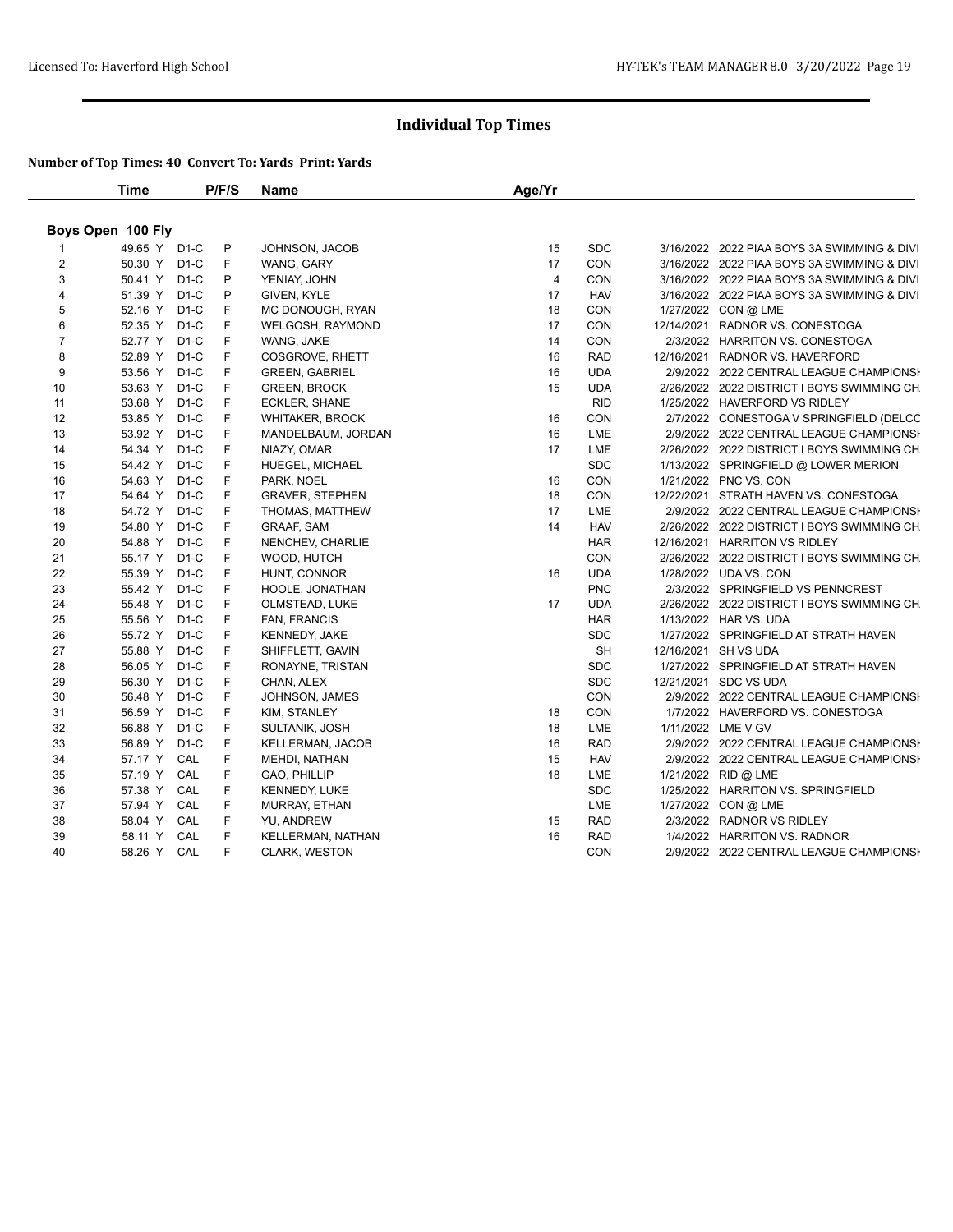## Individual Top Times

### Number of Top Times: 40 Convert To: Yards Print: Yards

| | Time | | P/F/S | Name | Age/Yr | | | |
|---|---|---|---|---|---|---|---|---|
| **Boys Open 100 Fly** | | | | | | | | |
| 1 | 49.65 Y | D1-C | P | JOHNSON, JACOB | 15 | SDC | 3/16/2022 | 2022 PIAA BOYS 3A SWIMMING & DIVI |
| 2 | 50.30 Y | D1-C | F | WANG, GARY | 17 | CON | 3/16/2022 | 2022 PIAA BOYS 3A SWIMMING & DIVI |
| 3 | 50.41 Y | D1-C | P | YENIAY, JOHN | 4 | CON | 3/16/2022 | 2022 PIAA BOYS 3A SWIMMING & DIVI |
| 4 | 51.39 Y | D1-C | P | GIVEN, KYLE | 17 | HAV | 3/16/2022 | 2022 PIAA BOYS 3A SWIMMING & DIVI |
| 5 | 52.16 Y | D1-C | F | MC DONOUGH, RYAN | 18 | CON | 1/27/2022 | CON @ LME |
| 6 | 52.35 Y | D1-C | F | WELGOSH, RAYMOND | 17 | CON | 12/14/2021 | RADNOR VS. CONESTOGA |
| 7 | 52.77 Y | D1-C | F | WANG, JAKE | 14 | CON | 2/3/2022 | HARRITON VS. CONESTOGA |
| 8 | 52.89 Y | D1-C | F | COSGROVE, RHETT | 16 | RAD | 12/16/2021 | RADNOR VS. HAVERFORD |
| 9 | 53.56 Y | D1-C | F | GREEN, GABRIEL | 16 | UDA | 2/9/2022 | 2022 CENTRAL LEAGUE CHAMPIONSH |
| 10 | 53.63 Y | D1-C | F | GREEN, BROCK | 15 | UDA | 2/26/2022 | 2022 DISTRICT I BOYS SWIMMING CH |
| 11 | 53.68 Y | D1-C | F | ECKLER, SHANE | | RID | 1/25/2022 | HAVERFORD VS RIDLEY |
| 12 | 53.85 Y | D1-C | F | WHITAKER, BROCK | 16 | CON | 2/7/2022 | CONESTOGA V SPRINGFIELD (DELCC |
| 13 | 53.92 Y | D1-C | F | MANDELBAUM, JORDAN | 16 | LME | 2/9/2022 | 2022 CENTRAL LEAGUE CHAMPIONSH |
| 14 | 54.34 Y | D1-C | F | NIAZY, OMAR | 17 | LME | 2/26/2022 | 2022 DISTRICT I BOYS SWIMMING CH |
| 15 | 54.42 Y | D1-C | F | HUEGEL, MICHAEL | | SDC | 1/13/2022 | SPRINGFIELD @ LOWER MERION |
| 16 | 54.63 Y | D1-C | F | PARK, NOEL | 16 | CON | 1/21/2022 | PNC VS. CON |
| 17 | 54.64 Y | D1-C | F | GRAVER, STEPHEN | 18 | CON | 12/22/2021 | STRATH HAVEN VS. CONESTOGA |
| 18 | 54.72 Y | D1-C | F | THOMAS, MATTHEW | 17 | LME | 2/9/2022 | 2022 CENTRAL LEAGUE CHAMPIONSH |
| 19 | 54.80 Y | D1-C | F | GRAAF, SAM | 14 | HAV | 2/26/2022 | 2022 DISTRICT I BOYS SWIMMING CH |
| 20 | 54.88 Y | D1-C | F | NENCHEV, CHARLIE | | HAR | 12/16/2021 | HARRITON VS RIDLEY |
| 21 | 55.17 Y | D1-C | F | WOOD, HUTCH | | CON | 2/26/2022 | 2022 DISTRICT I BOYS SWIMMING CH |
| 22 | 55.39 Y | D1-C | F | HUNT, CONNOR | 16 | UDA | 1/28/2022 | UDA VS. CON |
| 23 | 55.42 Y | D1-C | F | HOOLE, JONATHAN | | PNC | 2/3/2022 | SPRINGFIELD VS PENNCREST |
| 24 | 55.48 Y | D1-C | F | OLMSTEAD, LUKE | 17 | UDA | 2/26/2022 | 2022 DISTRICT I BOYS SWIMMING CH |
| 25 | 55.56 Y | D1-C | F | FAN, FRANCIS | | HAR | 1/13/2022 | HAR VS. UDA |
| 26 | 55.72 Y | D1-C | F | KENNEDY, JAKE | | SDC | 1/27/2022 | SPRINGFIELD AT STRATH HAVEN |
| 27 | 55.88 Y | D1-C | F | SHIFFLETT, GAVIN | | SH | 12/16/2021 | SH VS UDA |
| 28 | 56.05 Y | D1-C | F | RONAYNE, TRISTAN | | SDC | 1/27/2022 | SPRINGFIELD AT STRATH HAVEN |
| 29 | 56.30 Y | D1-C | F | CHAN, ALEX | | SDC | 12/21/2021 | SDC VS UDA |
| 30 | 56.48 Y | D1-C | F | JOHNSON, JAMES | | CON | 2/9/2022 | 2022 CENTRAL LEAGUE CHAMPIONSH |
| 31 | 56.59 Y | D1-C | F | KIM, STANLEY | 18 | CON | 1/7/2022 | HAVERFORD VS. CONESTOGA |
| 32 | 56.88 Y | D1-C | F | SULTANIK, JOSH | 18 | LME | 1/11/2022 | LME V GV |
| 33 | 56.89 Y | D1-C | F | KELLERMAN, JACOB | 16 | RAD | 2/9/2022 | 2022 CENTRAL LEAGUE CHAMPIONSH |
| 34 | 57.17 Y | CAL | F | MEHDI, NATHAN | 15 | HAV | 2/9/2022 | 2022 CENTRAL LEAGUE CHAMPIONSH |
| 35 | 57.19 Y | CAL | F | GAO, PHILLIP | 18 | LME | 1/21/2022 | RID @ LME |
| 36 | 57.38 Y | CAL | F | KENNEDY, LUKE | | SDC | 1/25/2022 | HARRITON VS. SPRINGFIELD |
| 37 | 57.94 Y | CAL | F | MURRAY, ETHAN | | LME | 1/27/2022 | CON @ LME |
| 38 | 58.04 Y | CAL | F | YU, ANDREW | 15 | RAD | 2/3/2022 | RADNOR VS RIDLEY |
| 39 | 58.11 Y | CAL | F | KELLERMAN, NATHAN | 16 | RAD | 1/4/2022 | HARRITON VS. RADNOR |
| 40 | 58.26 Y | CAL | F | CLARK, WESTON | | CON | 2/9/2022 | 2022 CENTRAL LEAGUE CHAMPIONSH |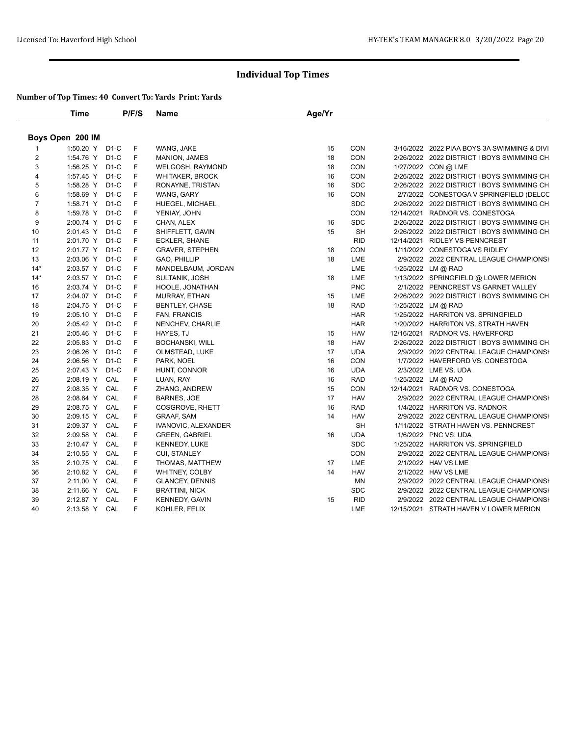## Individual Top Times

**Number of Top Times: 40 Convert To: Yards Print: Yards**

### Boys Open 200 IM

| | Time | | P/F/S | Name | Age/Yr | | | |
|---|---|---|---|---|---|---|---|---|
| 1 | 1:50.20 Y | D1-C | F | WANG, JAKE | 15 | CON | 3/16/2022 | 2022 PIAA BOYS 3A SWIMMING & DIVI |
| 2 | 1:54.76 Y | D1-C | F | MANION, JAMES | 18 | CON | 2/26/2022 | 2022 DISTRICT I BOYS SWIMMING CH |
| 3 | 1:56.25 Y | D1-C | F | WELGOSH, RAYMOND | 18 | CON | 1/27/2022 | CON @ LME |
| 4 | 1:57.45 Y | D1-C | F | WHITAKER, BROCK | 16 | CON | 2/26/2022 | 2022 DISTRICT I BOYS SWIMMING CH |
| 5 | 1:58.28 Y | D1-C | F | RONAYNE, TRISTAN | 16 | SDC | 2/26/2022 | 2022 DISTRICT I BOYS SWIMMING CH |
| 6 | 1:58.69 Y | D1-C | F | WANG, GARY | 16 | CON | 2/7/2022 | CONESTOGA V SPRINGFIELD (DELCC |
| 7 | 1:58.71 Y | D1-C | F | HUEGEL, MICHAEL | | SDC | 2/26/2022 | 2022 DISTRICT I BOYS SWIMMING CH |
| 8 | 1:59.78 Y | D1-C | F | YENIAY, JOHN | | CON | 12/14/2021 | RADNOR VS. CONESTOGA |
| 9 | 2:00.74 Y | D1-C | F | CHAN, ALEX | 16 | SDC | 2/26/2022 | 2022 DISTRICT I BOYS SWIMMING CH |
| 10 | 2:01.43 Y | D1-C | F | SHIFFLETT, GAVIN | 15 | SH | 2/26/2022 | 2022 DISTRICT I BOYS SWIMMING CH |
| 11 | 2:01.70 Y | D1-C | F | ECKLER, SHANE | | RID | 12/14/2021 | RIDLEY VS PENNCREST |
| 12 | 2:01.77 Y | D1-C | F | GRAVER, STEPHEN | 18 | CON | 1/11/2022 | CONESTOGA VS RIDLEY |
| 13 | 2:03.06 Y | D1-C | F | GAO, PHILLIP | 18 | LME | 2/9/2022 | 2022 CENTRAL LEAGUE CHAMPIONSI |
| 14* | 2:03.57 Y | D1-C | F | MANDELBAUM, JORDAN | | LME | 1/25/2022 | LM @ RAD |
| 14* | 2:03.57 Y | D1-C | F | SULTANIK, JOSH | 18 | LME | 1/13/2022 | SPRINGFIELD @ LOWER MERION |
| 16 | 2:03.74 Y | D1-C | F | HOOLE, JONATHAN | | PNC | 2/1/2022 | PENNCREST VS GARNET VALLEY |
| 17 | 2:04.07 Y | D1-C | F | MURRAY, ETHAN | 15 | LME | 2/26/2022 | 2022 DISTRICT I BOYS SWIMMING CH |
| 18 | 2:04.75 Y | D1-C | F | BENTLEY, CHASE | 18 | RAD | 1/25/2022 | LM @ RAD |
| 19 | 2:05.10 Y | D1-C | F | FAN, FRANCIS | | HAR | 1/25/2022 | HARRITON VS. SPRINGFIELD |
| 20 | 2:05.42 Y | D1-C | F | NENCHEV, CHARLIE | | HAR | 1/20/2022 | HARRITON VS. STRATH HAVEN |
| 21 | 2:05.46 Y | D1-C | F | HAYES, TJ | 15 | HAV | 12/16/2021 | RADNOR VS. HAVERFORD |
| 22 | 2:05.83 Y | D1-C | F | BOCHANSKI, WILL | 18 | HAV | 2/26/2022 | 2022 DISTRICT I BOYS SWIMMING CH |
| 23 | 2:06.26 Y | D1-C | F | OLMSTEAD, LUKE | 17 | UDA | 2/9/2022 | 2022 CENTRAL LEAGUE CHAMPIONSI |
| 24 | 2:06.56 Y | D1-C | F | PARK, NOEL | 16 | CON | 1/7/2022 | HAVERFORD VS. CONESTOGA |
| 25 | 2:07.43 Y | D1-C | F | HUNT, CONNOR | 16 | UDA | 2/3/2022 | LME VS. UDA |
| 26 | 2:08.19 Y | CAL | F | LUAN, RAY | 16 | RAD | 1/25/2022 | LM @ RAD |
| 27 | 2:08.35 Y | CAL | F | ZHANG, ANDREW | 15 | CON | 12/14/2021 | RADNOR VS. CONESTOGA |
| 28 | 2:08.64 Y | CAL | F | BARNES, JOE | 17 | HAV | 2/9/2022 | 2022 CENTRAL LEAGUE CHAMPIONSI |
| 29 | 2:08.75 Y | CAL | F | COSGROVE, RHETT | 16 | RAD | 1/4/2022 | HARRITON VS. RADNOR |
| 30 | 2:09.15 Y | CAL | F | GRAAF, SAM | 14 | HAV | 2/9/2022 | 2022 CENTRAL LEAGUE CHAMPIONSI |
| 31 | 2:09.37 Y | CAL | F | IVANOVIC, ALEXANDER | | SH | 1/11/2022 | STRATH HAVEN VS. PENNCREST |
| 32 | 2:09.58 Y | CAL | F | GREEN, GABRIEL | 16 | UDA | 1/6/2022 | PNC VS. UDA |
| 33 | 2:10.47 Y | CAL | F | KENNEDY, LUKE | | SDC | 1/25/2022 | HARRITON VS. SPRINGFIELD |
| 34 | 2:10.55 Y | CAL | F | CUI, STANLEY | | CON | 2/9/2022 | 2022 CENTRAL LEAGUE CHAMPIONSI |
| 35 | 2:10.75 Y | CAL | F | THOMAS, MATTHEW | 17 | LME | 2/1/2022 | HAV VS LME |
| 36 | 2:10.82 Y | CAL | F | WHITNEY, COLBY | 14 | HAV | 2/1/2022 | HAV VS LME |
| 37 | 2:11.00 Y | CAL | F | GLANCEY, DENNIS | | MN | 2/9/2022 | 2022 CENTRAL LEAGUE CHAMPIONSI |
| 38 | 2:11.66 Y | CAL | F | BRATTINI, NICK | | SDC | 2/9/2022 | 2022 CENTRAL LEAGUE CHAMPIONSI |
| 39 | 2:12.87 Y | CAL | F | KENNEDY, GAVIN | 15 | RID | 2/9/2022 | 2022 CENTRAL LEAGUE CHAMPIONSI |
| 40 | 2:13.58 Y | CAL | F | KOHLER, FELIX | | LME | 12/15/2021 | STRATH HAVEN V LOWER MERION |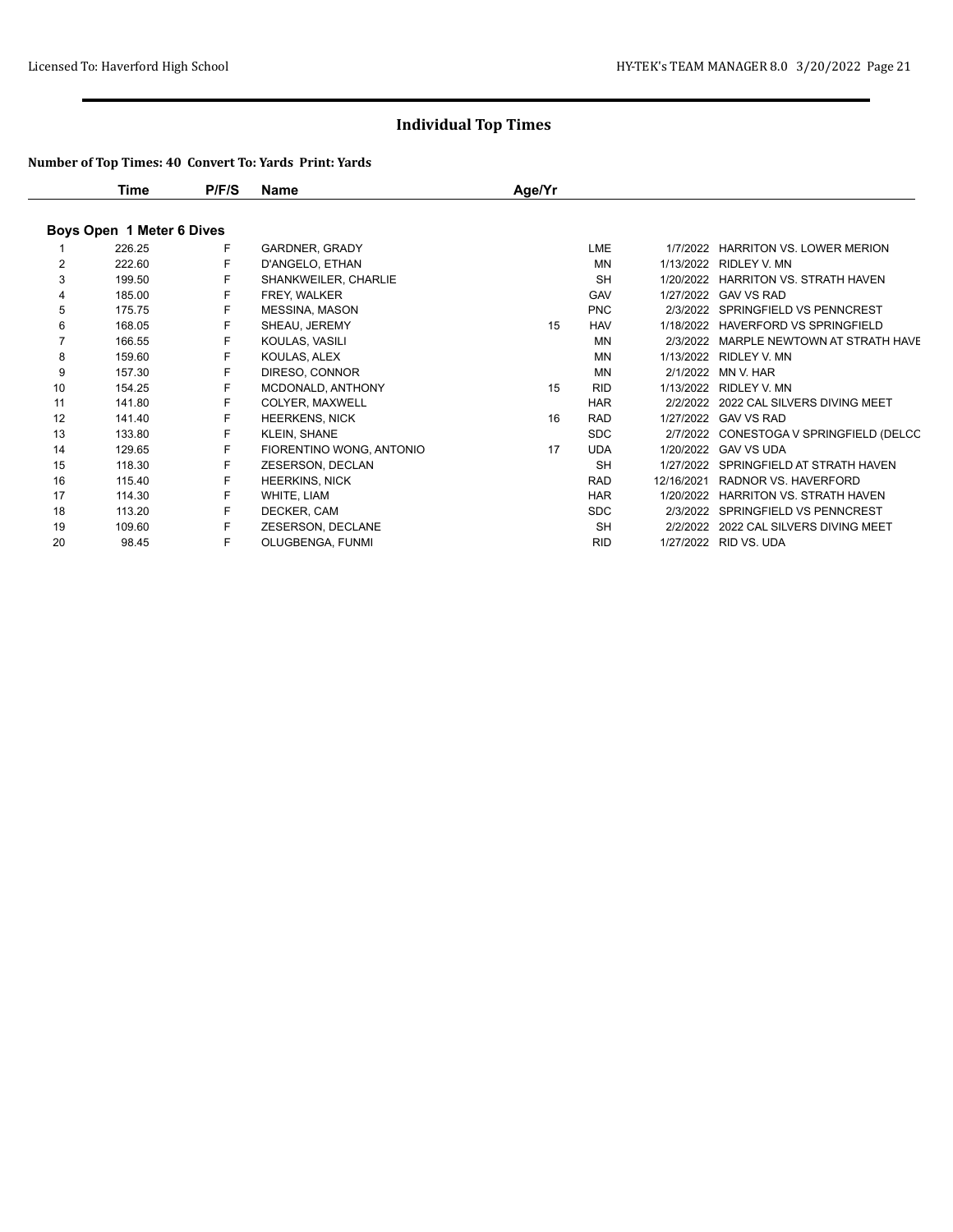# Individual Top Times

**Number of Top Times: 40 Convert To: Yards Print: Yards**

| | Time | P/F/S | Name | Age/Yr | | | |
|---|---|---|---|---|---|---|---|
| **Boys Open 1 Meter 6 Dives** | | | | | | | |
| 1 | 226.25 | F | GARDNER, GRADY | | LME | 1/7/2022 | HARRITON VS. LOWER MERION |
| 2 | 222.60 | F | D'ANGELO, ETHAN | | MN | 1/13/2022 | RIDLEY V. MN |
| 3 | 199.50 | F | SHANKWEILER, CHARLIE | | SH | 1/20/2022 | HARRITON VS. STRATH HAVEN |
| 4 | 185.00 | F | FREY, WALKER | | GAV | 1/27/2022 | GAV VS RAD |
| 5 | 175.75 | F | MESSINA, MASON | | PNC | 2/3/2022 | SPRINGFIELD VS PENNCREST |
| 6 | 168.05 | F | SHEAU, JEREMY | 15 | HAV | 1/18/2022 | HAVERFORD VS SPRINGFIELD |
| 7 | 166.55 | F | KOULAS, VASILI | | MN | 2/3/2022 | MARPLE NEWTOWN AT STRATH HAVE |
| 8 | 159.60 | F | KOULAS, ALEX | | MN | 1/13/2022 | RIDLEY V. MN |
| 9 | 157.30 | F | DIRESO, CONNOR | | MN | 2/1/2022 | MN V. HAR |
| 10 | 154.25 | F | MCDONALD, ANTHONY | 15 | RID | 1/13/2022 | RIDLEY V. MN |
| 11 | 141.80 | F | COLYER, MAXWELL | | HAR | 2/2/2022 | 2022 CAL SILVERS DIVING MEET |
| 12 | 141.40 | F | HEERKENS, NICK | 16 | RAD | 1/27/2022 | GAV VS RAD |
| 13 | 133.80 | F | KLEIN, SHANE | | SDC | 2/7/2022 | CONESTOGA V SPRINGFIELD (DELCC |
| 14 | 129.65 | F | FIORENTINO WONG, ANTONIO | 17 | UDA | 1/20/2022 | GAV VS UDA |
| 15 | 118.30 | F | ZESERSON, DECLAN | | SH | 1/27/2022 | SPRINGFIELD AT STRATH HAVEN |
| 16 | 115.40 | F | HEERKINS, NICK | | RAD | 12/16/2021 | RADNOR VS. HAVERFORD |
| 17 | 114.30 | F | WHITE, LIAM | | HAR | 1/20/2022 | HARRITON VS. STRATH HAVEN |
| 18 | 113.20 | F | DECKER, CAM | | SDC | 2/3/2022 | SPRINGFIELD VS PENNCREST |
| 19 | 109.60 | F | ZESERSON, DECLANE | | SH | 2/2/2022 | 2022 CAL SILVERS DIVING MEET |
| 20 | 98.45 | F | OLUGBENGA, FUNMI | | RID | 1/27/2022 | RID VS. UDA |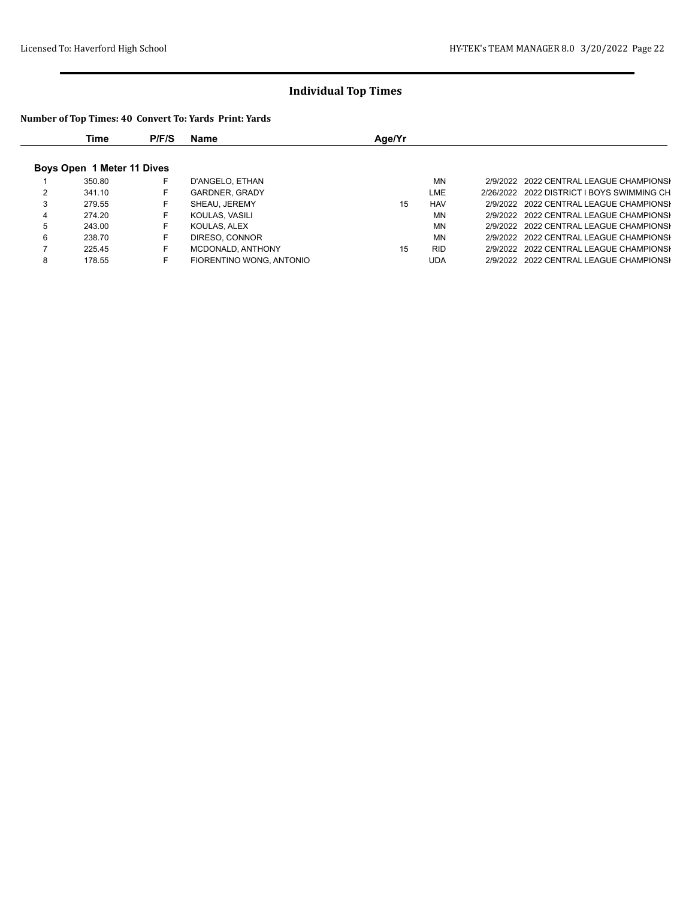## Individual Top Times

**Number of Top Times: 40 Convert To: Yards Print: Yards**

| | Time | P/F/S | Name | Age/Yr | | | |
|---|---|---|---|---|---|---|---|
| **Boys Open 1 Meter 11 Dives** | | | | | | | |
| 1 | 350.80 | F | D'ANGELO, ETHAN | | MN | 2/9/2022 | 2022 CENTRAL LEAGUE CHAMPIONSH |
| 2 | 341.10 | F | GARDNER, GRADY | | LME | 2/26/2022 | 2022 DISTRICT I BOYS SWIMMING CH |
| 3 | 279.55 | F | SHEAU, JEREMY | 15 | HAV | 2/9/2022 | 2022 CENTRAL LEAGUE CHAMPIONSH |
| 4 | 274.20 | F | KOULAS, VASILI | | MN | 2/9/2022 | 2022 CENTRAL LEAGUE CHAMPIONSH |
| 5 | 243.00 | F | KOULAS, ALEX | | MN | 2/9/2022 | 2022 CENTRAL LEAGUE CHAMPIONSH |
| 6 | 238.70 | F | DIRESO, CONNOR | | MN | 2/9/2022 | 2022 CENTRAL LEAGUE CHAMPIONSH |
| 7 | 225.45 | F | MCDONALD, ANTHONY | 15 | RID | 2/9/2022 | 2022 CENTRAL LEAGUE CHAMPIONSH |
| 8 | 178.55 | F | FIORENTINO WONG, ANTONIO | | UDA | 2/9/2022 | 2022 CENTRAL LEAGUE CHAMPIONSH |